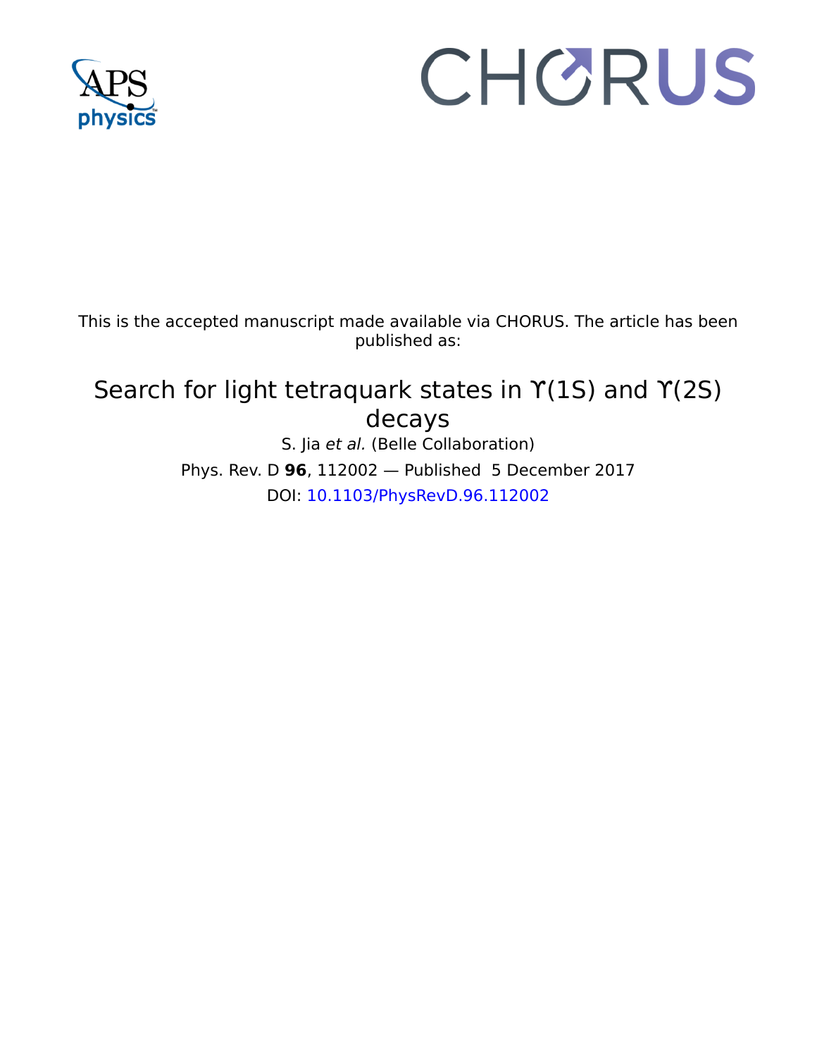This is the accepted manuscript made available via CHORUS. The article has been published as:

# Search for light tetraquark states in $\Upsilon(1S)$ and $\Upsilon(2S)$ decays

S. Jia *et al.* (Belle Collaboration)

Phys. Rev. D **96**, 112002 — Published 5 December 2017

DOI: 10.1103/PhysRevD.96.112002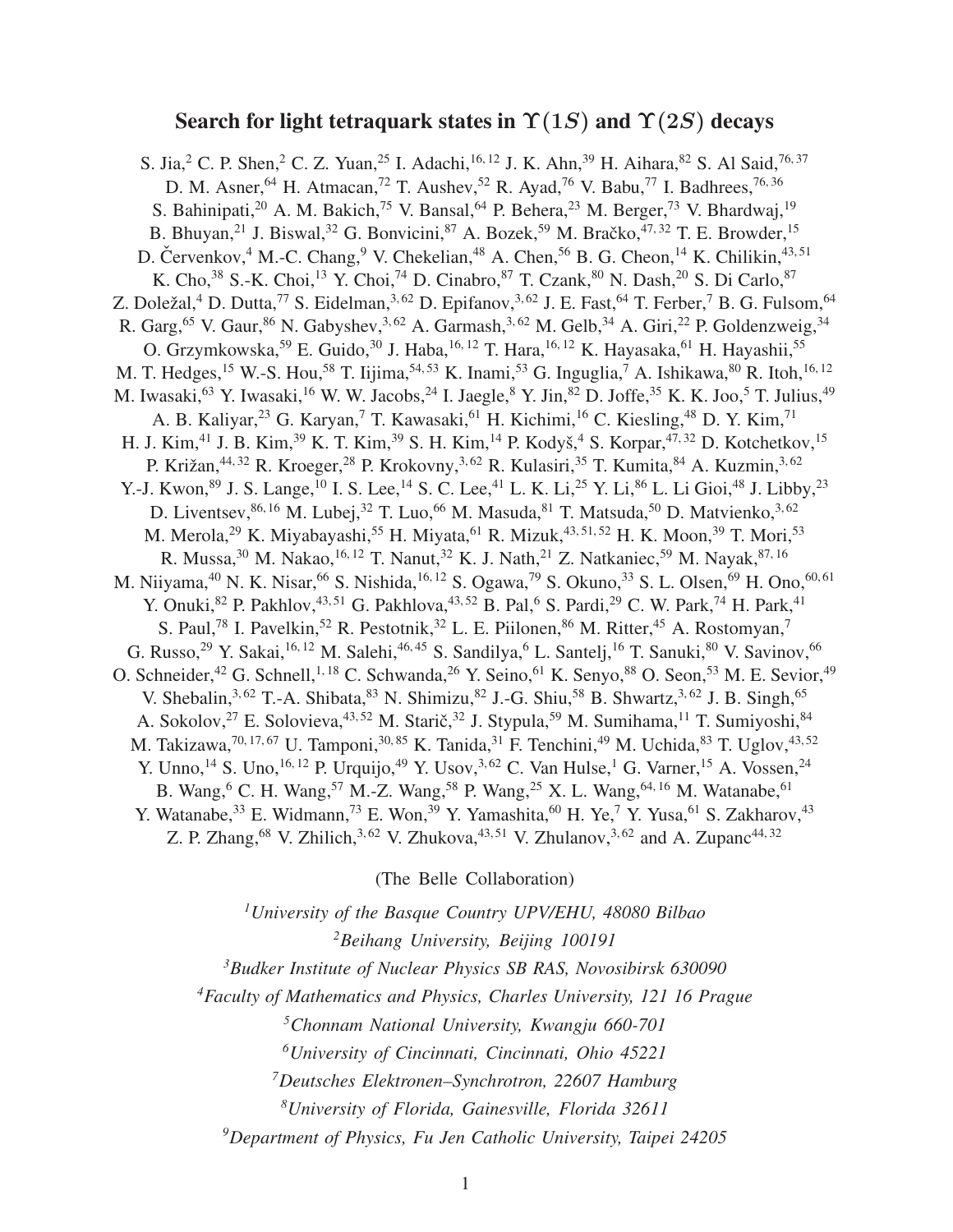# Search for light tetraquark states in $\Upsilon(1S)$ and $\Upsilon(2S)$ decays

S. Jia,[2] C. P. Shen,[2] C. Z. Yuan,[25] I. Adachi,[16,12] J. K. Ahn,[39] H. Aihara,[82] S. Al Said,[76,37] D. M. Asner,[64] H. Atmacan,[72] T. Aushev,[52] R. Ayad,[76] V. Babu,[77] I. Badhrees,[76,36] S. Bahinipati,[20] A. M. Bakich,[75] V. Bansal,[64] P. Behera,[23] M. Berger,[73] V. Bhardwaj,[19] B. Bhuyan,[21] J. Biswal,[32] G. Bonvicini,[87] A. Bozek,[59] M. Bračko,[47,32] T. E. Browder,[15] D. Červenkov,[4] M.-C. Chang,[9] V. Chekelian,[48] A. Chen,[56] B. G. Cheon,[14] K. Chilikin,[43,51] K. Cho,[38] S.-K. Choi,[13] Y. Choi,[74] D. Cinabro,[87] T. Czank,[80] N. Dash,[20] S. Di Carlo,[87] Z. Doležal,[4] D. Dutta,[77] S. Eidelman,[3,62] D. Epifanov,[3,62] J. E. Fast,[64] T. Ferber,[7] B. G. Fulsom,[64] R. Garg,[65] V. Gaur,[86] N. Gabyshev,[3,62] A. Garmash,[3,62] M. Gelb,[34] A. Giri,[22] P. Goldenzweig,[34] O. Grzymkowska,[59] E. Guido,[30] J. Haba,[16,12] T. Hara,[16,12] K. Hayasaka,[61] H. Hayashii,[55] M. T. Hedges,[15] W.-S. Hou,[58] T. Iijima,[54,53] K. Inami,[53] G. Inguglia,[7] A. Ishikawa,[80] R. Itoh,[16,12] M. Iwasaki,[63] Y. Iwasaki,[16] W. W. Jacobs,[24] I. Jaegle,[8] Y. Jin,[82] D. Joffe,[35] K. K. Joo,[5] T. Julius,[49] A. B. Kaliyar,[23] G. Karyan,[7] T. Kawasaki,[61] H. Kichimi,[16] C. Kiesling,[48] D. Y. Kim,[71] H. J. Kim,[41] J. B. Kim,[39] K. T. Kim,[39] S. H. Kim,[14] P. Kodyš,[4] S. Korpar,[47,32] D. Kotchetkov,[15] P. Križan,[44,32] R. Kroeger,[28] P. Krokovny,[3,62] R. Kulasiri,[35] T. Kumita,[84] A. Kuzmin,[3,62] Y.-J. Kwon,[89] J. S. Lange,[10] I. S. Lee,[14] S. C. Lee,[41] L. K. Li,[25] Y. Li,[86] L. Li Gioi,[48] J. Libby,[23] D. Liventsev,[86,16] M. Lubej,[32] T. Luo,[66] M. Masuda,[81] T. Matsuda,[50] D. Matvienko,[3,62] M. Merola,[29] K. Miyabayashi,[55] H. Miyata,[61] R. Mizuk,[43,51,52] H. K. Moon,[39] T. Mori,[53] R. Mussa,[30] M. Nakao,[16,12] T. Nanut,[32] K. J. Nath,[21] Z. Natkaniec,[59] M. Nayak,[87,16] M. Niiyama,[40] N. K. Nisar,[66] S. Nishida,[16,12] S. Ogawa,[79] S. Okuno,[33] S. L. Olsen,[69] H. Ono,[60,61] Y. Onuki,[82] P. Pakhlov,[43,51] G. Pakhlova,[43,52] B. Pal,[6] S. Pardi,[29] C. W. Park,[74] H. Park,[41] S. Paul,[78] I. Pavelkin,[52] R. Pestotnik,[32] L. E. Piilonen,[86] M. Ritter,[45] A. Rostomyan,[7] G. Russo,[29] Y. Sakai,[16,12] M. Salehi,[46,45] S. Sandilya,[6] L. Santelj,[16] T. Sanuki,[80] V. Savinov,[66] O. Schneider,[42] G. Schnell,[1,18] C. Schwanda,[26] Y. Seino,[61] K. Senyo,[88] O. Seon,[53] M. E. Sevior,[49] V. Shebalin,[3,62] T.-A. Shibata,[83] N. Shimizu,[82] J.-G. Shiu,[58] B. Shwartz,[3,62] J. B. Singh,[65] A. Sokolov,[27] E. Solovieva,[43,52] M. Starič,[32] J. Stypula,[59] M. Sumihama,[11] T. Sumiyoshi,[84] M. Takizawa,[70,17,67] U. Tamponi,[30,85] K. Tanida,[31] F. Tenchini,[49] M. Uchida,[83] T. Uglov,[43,52] Y. Unno,[14] S. Uno,[16,12] P. Urquijo,[49] Y. Usov,[3,62] C. Van Hulse,[1] G. Varner,[15] A. Vossen,[24] B. Wang,[6] C. H. Wang,[57] M.-Z. Wang,[58] P. Wang,[25] X. L. Wang,[64,16] M. Watanabe,[61] Y. Watanabe,[33] E. Widmann,[73] E. Won,[39] Y. Yamashita,[60] H. Ye,[7] Y. Yusa,[61] S. Zakharov,[43] Z. P. Zhang,[68] V. Zhilich,[3,62] V. Zhukova,[43,51] V. Zhulanov,[3,62] and A. Zupanc[44,32]

(The Belle Collaboration)

[1]*University of the Basque Country UPV/EHU, 48080 Bilbao*

[2]*Beihang University, Beijing 100191*

[3]*Budker Institute of Nuclear Physics SB RAS, Novosibirsk 630090*

[4]*Faculty of Mathematics and Physics, Charles University, 121 16 Prague*

[5]*Chonnam National University, Kwangju 660-701*

[6]*University of Cincinnati, Cincinnati, Ohio 45221*

[7]*Deutsches Elektronen–Synchrotron, 22607 Hamburg*

[8]*University of Florida, Gainesville, Florida 32611*

[9]*Department of Physics, Fu Jen Catholic University, Taipei 24205*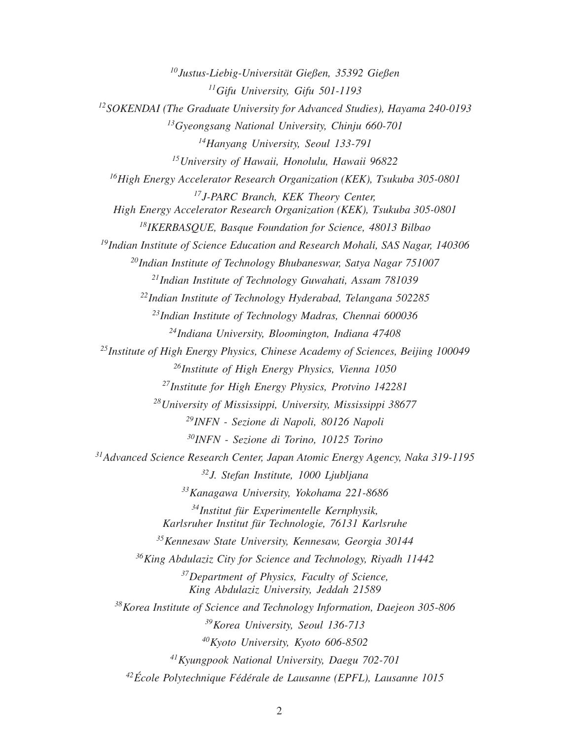*[10]Justus-Liebig-Universität Gießen, 35392 Gießen*

*[11]Gifu University, Gifu 501-1193*

*[12]SOKENDAI (The Graduate University for Advanced Studies), Hayama 240-0193*

*[13]Gyeongsang National University, Chinju 660-701*

*[14]Hanyang University, Seoul 133-791*

*[15]University of Hawaii, Honolulu, Hawaii 96822*

*[16]High Energy Accelerator Research Organization (KEK), Tsukuba 305-0801*

*[17]J-PARC Branch, KEK Theory Center, High Energy Accelerator Research Organization (KEK), Tsukuba 305-0801*

*[18]IKERBASQUE, Basque Foundation for Science, 48013 Bilbao*

*[19]Indian Institute of Science Education and Research Mohali, SAS Nagar, 140306*

*[20]Indian Institute of Technology Bhubaneswar, Satya Nagar 751007*

*[21]Indian Institute of Technology Guwahati, Assam 781039*

*[22]Indian Institute of Technology Hyderabad, Telangana 502285*

*[23]Indian Institute of Technology Madras, Chennai 600036*

*[24]Indiana University, Bloomington, Indiana 47408*

*[25]Institute of High Energy Physics, Chinese Academy of Sciences, Beijing 100049*

*[26]Institute of High Energy Physics, Vienna 1050*

*[27]Institute for High Energy Physics, Protvino 142281*

*[28]University of Mississippi, University, Mississippi 38677*

*[29]INFN - Sezione di Napoli, 80126 Napoli*

*[30]INFN - Sezione di Torino, 10125 Torino*

*[31]Advanced Science Research Center, Japan Atomic Energy Agency, Naka 319-1195*

*[32]J. Stefan Institute, 1000 Ljubljana*

*[33]Kanagawa University, Yokohama 221-8686*

*[34]Institut für Experimentelle Kernphysik, Karlsruher Institut für Technologie, 76131 Karlsruhe*

*[35]Kennesaw State University, Kennesaw, Georgia 30144*

*[36]King Abdulaziz City for Science and Technology, Riyadh 11442*

*[37]Department of Physics, Faculty of Science, King Abdulaziz University, Jeddah 21589*

*[38]Korea Institute of Science and Technology Information, Daejeon 305-806*

*[39]Korea University, Seoul 136-713*

*[40]Kyoto University, Kyoto 606-8502*

*[41]Kyungpook National University, Daegu 702-701*

*[42]École Polytechnique Fédérale de Lausanne (EPFL), Lausanne 1015*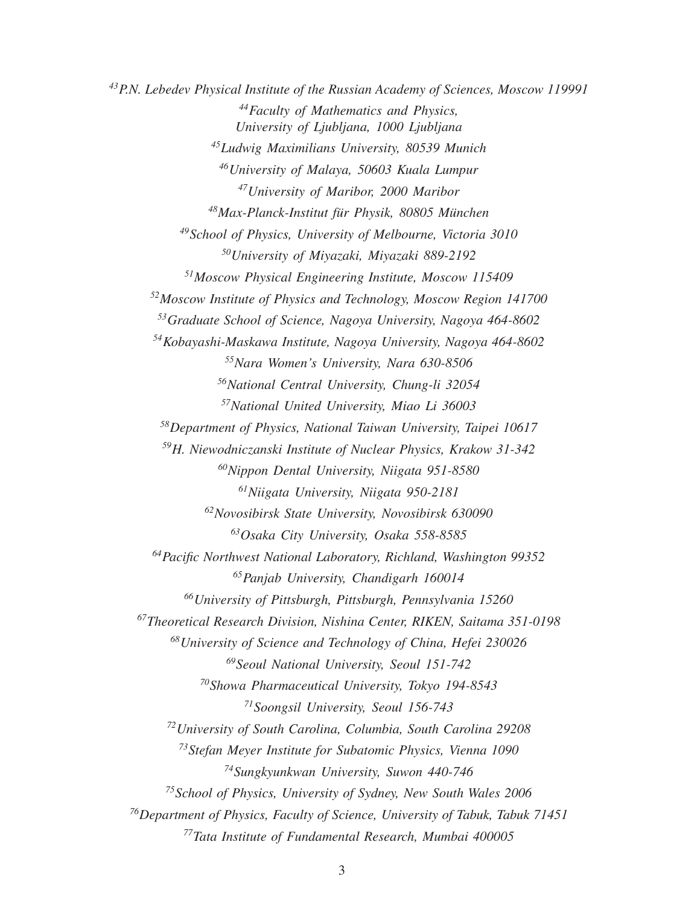*[43]P.N. Lebedev Physical Institute of the Russian Academy of Sciences, Moscow 119991*

*[44]Faculty of Mathematics and Physics, University of Ljubljana, 1000 Ljubljana*

*[45]Ludwig Maximilians University, 80539 Munich*

*[46]University of Malaya, 50603 Kuala Lumpur*

*[47]University of Maribor, 2000 Maribor*

*[48]Max-Planck-Institut für Physik, 80805 München*

*[49]School of Physics, University of Melbourne, Victoria 3010*

*[50]University of Miyazaki, Miyazaki 889-2192*

*[51]Moscow Physical Engineering Institute, Moscow 115409*

*[52]Moscow Institute of Physics and Technology, Moscow Region 141700*

*[53]Graduate School of Science, Nagoya University, Nagoya 464-8602*

*[54]Kobayashi-Maskawa Institute, Nagoya University, Nagoya 464-8602*

*[55]Nara Women's University, Nara 630-8506*

*[56]National Central University, Chung-li 32054*

*[57]National United University, Miao Li 36003*

*[58]Department of Physics, National Taiwan University, Taipei 10617*

*[59]H. Niewodniczanski Institute of Nuclear Physics, Krakow 31-342*

*[60]Nippon Dental University, Niigata 951-8580*

*[61]Niigata University, Niigata 950-2181*

*[62]Novosibirsk State University, Novosibirsk 630090*

*[63]Osaka City University, Osaka 558-8585*

*[64]Pacific Northwest National Laboratory, Richland, Washington 99352*

*[65]Panjab University, Chandigarh 160014*

*[66]University of Pittsburgh, Pittsburgh, Pennsylvania 15260*

*[67]Theoretical Research Division, Nishina Center, RIKEN, Saitama 351-0198*

*[68]University of Science and Technology of China, Hefei 230026*

*[69]Seoul National University, Seoul 151-742*

*[70]Showa Pharmaceutical University, Tokyo 194-8543*

*[71]Soongsil University, Seoul 156-743*

*[72]University of South Carolina, Columbia, South Carolina 29208*

*[73]Stefan Meyer Institute for Subatomic Physics, Vienna 1090*

*[74]Sungkyunkwan University, Suwon 440-746*

*[75]School of Physics, University of Sydney, New South Wales 2006*

*[76]Department of Physics, Faculty of Science, University of Tabuk, Tabuk 71451*

*[77]Tata Institute of Fundamental Research, Mumbai 400005*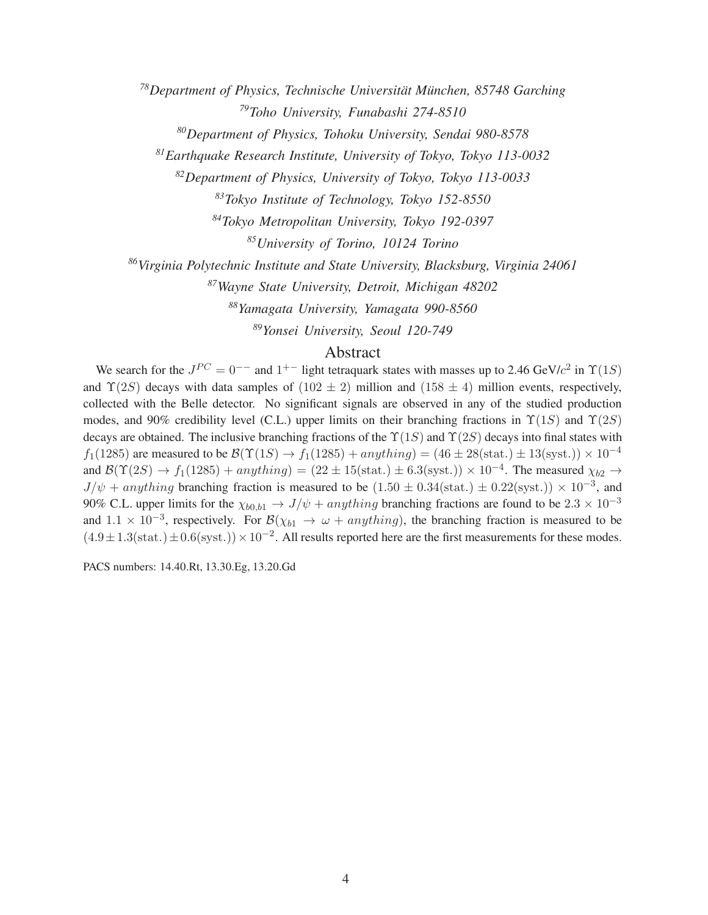[78]*Department of Physics, Technische Universität München, 85748 Garching*

[79]*Toho University, Funabashi 274-8510*

[80]*Department of Physics, Tohoku University, Sendai 980-8578*

[81]*Earthquake Research Institute, University of Tokyo, Tokyo 113-0032*

[82]*Department of Physics, University of Tokyo, Tokyo 113-0033*

[83]*Tokyo Institute of Technology, Tokyo 152-8550*

[84]*Tokyo Metropolitan University, Tokyo 192-0397*

[85]*University of Torino, 10124 Torino*

[86]*Virginia Polytechnic Institute and State University, Blacksburg, Virginia 24061*

[87]*Wayne State University, Detroit, Michigan 48202*

[88]*Yamagata University, Yamagata 990-8560*

[89]*Yonsei University, Seoul 120-749*

## Abstract

We search for the $J^{PC} = 0^{--}$ and $1^{+-}$ light tetraquark states with masses up to 2.46 GeV/$c^2$ in $\Upsilon(1S)$ and $\Upsilon(2S)$ decays with data samples of $(102 \pm 2)$ million and $(158 \pm 4)$ million events, respectively, collected with the Belle detector. No significant signals are observed in any of the studied production modes, and 90% credibility level (C.L.) upper limits on their branching fractions in $\Upsilon(1S)$ and $\Upsilon(2S)$ decays are obtained. The inclusive branching fractions of the $\Upsilon(1S)$ and $\Upsilon(2S)$ decays into final states with $f_1(1285)$ are measured to be $\mathcal{B}(\Upsilon(1S) \to f_1(1285) + anything) = (46 \pm 28(\text{stat.}) \pm 13(\text{syst.})) \times 10^{-4}$ and $\mathcal{B}(\Upsilon(2S) \to f_1(1285) + anything) = (22 \pm 15(\text{stat.}) \pm 6.3(\text{syst.})) \times 10^{-4}$. The measured $\chi_{b2} \to J/\psi + anything$ branching fraction is measured to be $(1.50 \pm 0.34(\text{stat.}) \pm 0.22(\text{syst.})) \times 10^{-3}$, and 90% C.L. upper limits for the $\chi_{b0,b1} \to J/\psi + anything$ branching fractions are found to be $2.3 \times 10^{-3}$ and $1.1 \times 10^{-3}$, respectively. For $\mathcal{B}(\chi_{b1} \to \omega + anything)$, the branching fraction is measured to be $(4.9 \pm 1.3(\text{stat.}) \pm 0.6(\text{syst.})) \times 10^{-2}$. All results reported here are the first measurements for these modes.

PACS numbers: 14.40.Rt, 13.30.Eg, 13.20.Gd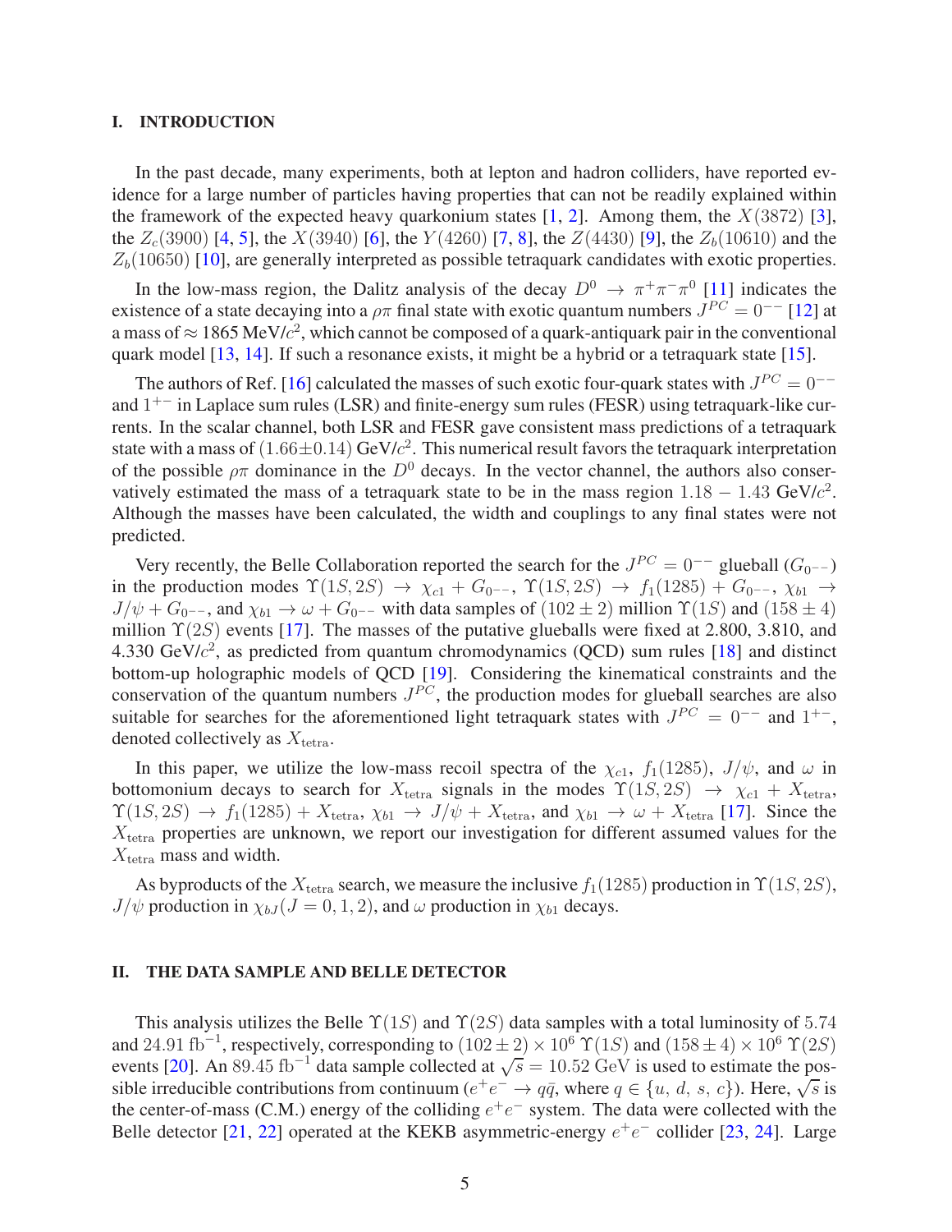## I. INTRODUCTION

In the past decade, many experiments, both at lepton and hadron colliders, have reported evidence for a large number of particles having properties that can not be readily explained within the framework of the expected heavy quarkonium states [1, 2]. Among them, the $X(3872)$ [3], the $Z_c(3900)$ [4, 5], the $X(3940)$ [6], the $Y(4260)$ [7, 8], the $Z(4430)$ [9], the $Z_b(10610)$ and the $Z_b(10650)$ [10], are generally interpreted as possible tetraquark candidates with exotic properties.

In the low-mass region, the Dalitz analysis of the decay $D^0 \to \pi^+\pi^-\pi^0$ [11] indicates the existence of a state decaying into a $\rho\pi$ final state with exotic quantum numbers $J^{PC} = 0^{--}$ [12] at a mass of $\approx 1865$ MeV/$c^2$, which cannot be composed of a quark-antiquark pair in the conventional quark model [13, 14]. If such a resonance exists, it might be a hybrid or a tetraquark state [15].

The authors of Ref. [16] calculated the masses of such exotic four-quark states with $J^{PC} = 0^{--}$ and $1^{+-}$ in Laplace sum rules (LSR) and finite-energy sum rules (FESR) using tetraquark-like currents. In the scalar channel, both LSR and FESR gave consistent mass predictions of a tetraquark state with a mass of $(1.66\pm0.14)$ GeV/$c^2$. This numerical result favors the tetraquark interpretation of the possible $\rho\pi$ dominance in the $D^0$ decays. In the vector channel, the authors also conservatively estimated the mass of a tetraquark state to be in the mass region $1.18 - 1.43$ GeV/$c^2$. Although the masses have been calculated, the width and couplings to any final states were not predicted.

Very recently, the Belle Collaboration reported the search for the $J^{PC} = 0^{--}$ glueball ($G_{0^{--}}$) in the production modes $\Upsilon(1S, 2S) \to \chi_{c1} + G_{0^{--}}$, $\Upsilon(1S, 2S) \to f_1(1285) + G_{0^{--}}$, $\chi_{b1} \to J/\psi + G_{0^{--}}$, and $\chi_{b1} \to \omega + G_{0^{--}}$ with data samples of $(102 \pm 2)$ million $\Upsilon(1S)$ and $(158 \pm 4)$ million $\Upsilon(2S)$ events [17]. The masses of the putative glueballs were fixed at 2.800, 3.810, and 4.330 GeV/$c^2$, as predicted from quantum chromodynamics (QCD) sum rules [18] and distinct bottom-up holographic models of QCD [19]. Considering the kinematical constraints and the conservation of the quantum numbers $J^{PC}$, the production modes for glueball searches are also suitable for searches for the aforementioned light tetraquark states with $J^{PC} = 0^{--}$ and $1^{+-}$, denoted collectively as $X_{\rm tetra}$.

In this paper, we utilize the low-mass recoil spectra of the $\chi_{c1}$, $f_1(1285)$, $J/\psi$, and $\omega$ in bottomonium decays to search for $X_{\rm tetra}$ signals in the modes $\Upsilon(1S, 2S) \to \chi_{c1} + X_{\rm tetra}$, $\Upsilon(1S, 2S) \to f_1(1285) + X_{\rm tetra}$, $\chi_{b1} \to J/\psi + X_{\rm tetra}$, and $\chi_{b1} \to \omega + X_{\rm tetra}$ [17]. Since the $X_{\rm tetra}$ properties are unknown, we report our investigation for different assumed values for the $X_{\rm tetra}$ mass and width.

As byproducts of the $X_{\rm tetra}$ search, we measure the inclusive $f_1(1285)$ production in $\Upsilon(1S, 2S)$, $J/\psi$ production in $\chi_{bJ}(J = 0, 1, 2)$, and $\omega$ production in $\chi_{b1}$ decays.

## II. THE DATA SAMPLE AND BELLE DETECTOR

This analysis utilizes the Belle $\Upsilon(1S)$ and $\Upsilon(2S)$ data samples with a total luminosity of 5.74 and 24.91 fb$^{-1}$, respectively, corresponding to $(102 \pm 2) \times 10^6$ $\Upsilon(1S)$ and $(158 \pm 4) \times 10^6$ $\Upsilon(2S)$ events [20]. An 89.45 fb$^{-1}$ data sample collected at $\sqrt{s} = 10.52$ GeV is used to estimate the possible irreducible contributions from continuum ($e^+e^- \to q\bar{q}$, where $q \in \{u, d, s, c\}$). Here, $\sqrt{s}$ is the center-of-mass (C.M.) energy of the colliding $e^+e^-$ system. The data were collected with the Belle detector [21, 22] operated at the KEKB asymmetric-energy $e^+e^-$ collider [23, 24]. Large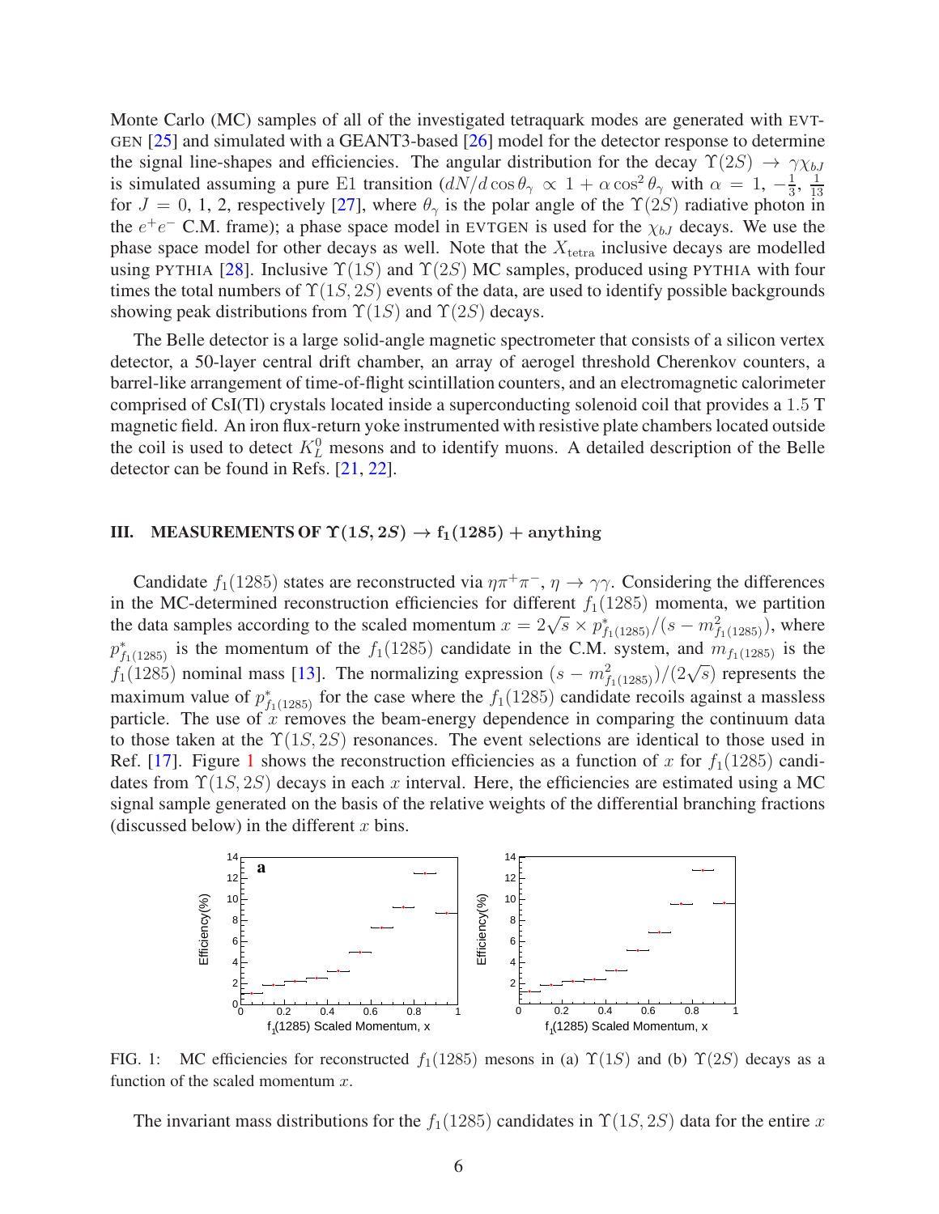Monte Carlo (MC) samples of all of the investigated tetraquark modes are generated with EVTGEN [25] and simulated with a GEANT3-based [26] model for the detector response to determine the signal line-shapes and efficiencies. The angular distribution for the decay $\Upsilon(2S) \to \gamma\chi_{bJ}$ is simulated assuming a pure E1 transition ($dN/d\cos\theta_\gamma \propto 1 + \alpha\cos^2\theta_\gamma$ with $\alpha = 1, -\frac{1}{3}, \frac{1}{13}$ for $J = 0, 1, 2$, respectively [27], where $\theta_\gamma$ is the polar angle of the $\Upsilon(2S)$ radiative photon in the $e^+e^-$ C.M. frame); a phase space model in EVTGEN is used for the $\chi_{bJ}$ decays. We use the phase space model for other decays as well. Note that the $X_{\rm tetra}$ inclusive decays are modelled using PYTHIA [28]. Inclusive $\Upsilon(1S)$ and $\Upsilon(2S)$ MC samples, produced using PYTHIA with four times the total numbers of $\Upsilon(1S, 2S)$ events of the data, are used to identify possible backgrounds showing peak distributions from $\Upsilon(1S)$ and $\Upsilon(2S)$ decays.

The Belle detector is a large solid-angle magnetic spectrometer that consists of a silicon vertex detector, a 50-layer central drift chamber, an array of aerogel threshold Cherenkov counters, a barrel-like arrangement of time-of-flight scintillation counters, and an electromagnetic calorimeter comprised of CsI(Tl) crystals located inside a superconducting solenoid coil that provides a 1.5 T magnetic field. An iron flux-return yoke instrumented with resistive plate chambers located outside the coil is used to detect $K_L^0$ mesons and to identify muons. A detailed description of the Belle detector can be found in Refs. [21, 22].

## III. MEASUREMENTS OF $\Upsilon(1S, 2S) \to f_1(1285) + $ anything

Candidate $f_1(1285)$ states are reconstructed via $\eta\pi^+\pi^-$, $\eta \to \gamma\gamma$. Considering the differences in the MC-determined reconstruction efficiencies for different $f_1(1285)$ momenta, we partition the data samples according to the scaled momentum $x = 2\sqrt{s} \times p^*_{f_1(1285)}/(s - m^2_{f_1(1285)})$, where $p^*_{f_1(1285)}$ is the momentum of the $f_1(1285)$ candidate in the C.M. system, and $m_{f_1(1285)}$ is the $f_1(1285)$ nominal mass [13]. The normalizing expression $(s - m^2_{f_1(1285)})/(2\sqrt{s})$ represents the maximum value of $p^*_{f_1(1285)}$ for the case where the $f_1(1285)$ candidate recoils against a massless particle. The use of $x$ removes the beam-energy dependence in comparing the continuum data to those taken at the $\Upsilon(1S, 2S)$ resonances. The event selections are identical to those used in Ref. [17]. Figure 1 shows the reconstruction efficiencies as a function of $x$ for $f_1(1285)$ candidates from $\Upsilon(1S, 2S)$ decays in each $x$ interval. Here, the efficiencies are estimated using a MC signal sample generated on the basis of the relative weights of the differential branching fractions (discussed below) in the different $x$ bins.

FIG. 1: MC efficiencies for reconstructed $f_1(1285)$ mesons in (a) $\Upsilon(1S)$ and (b) $\Upsilon(2S)$ decays as a function of the scaled momentum $x$.

The invariant mass distributions for the $f_1(1285)$ candidates in $\Upsilon(1S, 2S)$ data for the entire $x$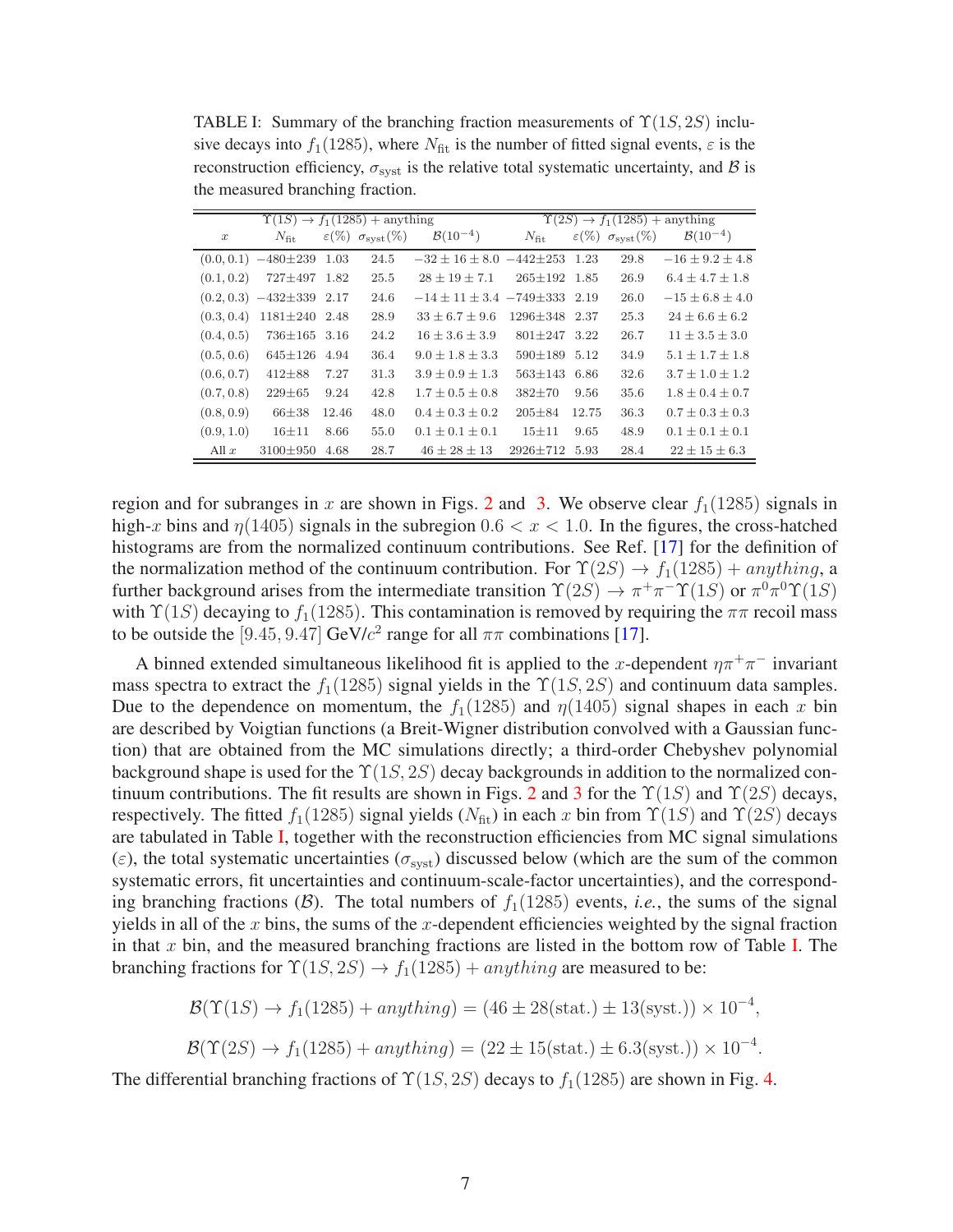TABLE I: Summary of the branching fraction measurements of $\Upsilon(1S, 2S)$ inclusive decays into $f_1(1285)$, where $N_{\rm fit}$ is the number of fitted signal events, $\varepsilon$ is the reconstruction efficiency, $\sigma_{\rm syst}$ is the relative total systematic uncertainty, and $\mathcal{B}$ is the measured branching fraction.

| | $\Upsilon(1S) \to f_1(1285)$ + anything | | | | $\Upsilon(2S) \to f_1(1285)$ + anything | | | |
|---|---|---|---|---|---|---|---|---|
| $x$ | $N_{\rm fit}$ | $\varepsilon(\%)$ | $\sigma_{\rm syst}(\%)$ | $\mathcal{B}(10^{-4})$ | $N_{\rm fit}$ | $\varepsilon(\%)$ | $\sigma_{\rm syst}(\%)$ | $\mathcal{B}(10^{-4})$ |
| $(0.0, 0.1)$ | $-480\pm239$ | 1.03 | 24.5 | $-32 \pm 16 \pm 8.0$ | $-442\pm253$ | 1.23 | 29.8 | $-16 \pm 9.2 \pm 4.8$ |
| $(0.1, 0.2)$ | $727\pm497$ | 1.82 | 25.5 | $28 \pm 19 \pm 7.1$ | $265\pm192$ | 1.85 | 26.9 | $6.4 \pm 4.7 \pm 1.8$ |
| $(0.2, 0.3)$ | $-432\pm339$ | 2.17 | 24.6 | $-14 \pm 11 \pm 3.4$ | $-749\pm333$ | 2.19 | 26.0 | $-15 \pm 6.8 \pm 4.0$ |
| $(0.3, 0.4)$ | $1181\pm240$ | 2.48 | 28.9 | $33 \pm 6.7 \pm 9.6$ | $1296\pm348$ | 2.37 | 25.3 | $24 \pm 6.6 \pm 6.2$ |
| $(0.4, 0.5)$ | $736\pm165$ | 3.16 | 24.2 | $16 \pm 3.6 \pm 3.9$ | $801\pm247$ | 3.22 | 26.7 | $11 \pm 3.5 \pm 3.0$ |
| $(0.5, 0.6)$ | $645\pm126$ | 4.94 | 36.4 | $9.0 \pm 1.8 \pm 3.3$ | $590\pm189$ | 5.12 | 34.9 | $5.1 \pm 1.7 \pm 1.8$ |
| $(0.6, 0.7)$ | $412\pm88$ | 7.27 | 31.3 | $3.9 \pm 0.9 \pm 1.3$ | $563\pm143$ | 6.86 | 32.6 | $3.7 \pm 1.0 \pm 1.2$ |
| $(0.7, 0.8)$ | $229\pm65$ | 9.24 | 42.8 | $1.7 \pm 0.5 \pm 0.8$ | $382\pm70$ | 9.56 | 35.6 | $1.8 \pm 0.4 \pm 0.7$ |
| $(0.8, 0.9)$ | $66\pm38$ | 12.46 | 48.0 | $0.4 \pm 0.3 \pm 0.2$ | $205\pm84$ | 12.75 | 36.3 | $0.7 \pm 0.3 \pm 0.3$ |
| $(0.9, 1.0)$ | $16\pm11$ | 8.66 | 55.0 | $0.1 \pm 0.1 \pm 0.1$ | $15\pm11$ | 9.65 | 48.9 | $0.1 \pm 0.1 \pm 0.1$ |
| All $x$ | $3100\pm950$ | 4.68 | 28.7 | $46 \pm 28 \pm 13$ | $2926\pm712$ | 5.93 | 28.4 | $22 \pm 15 \pm 6.3$ |

region and for subranges in $x$ are shown in Figs. 2 and 3. We observe clear $f_1(1285)$ signals in high-$x$ bins and $\eta(1405)$ signals in the subregion $0.6 < x < 1.0$. In the figures, the cross-hatched histograms are from the normalized continuum contributions. See Ref. [17] for the definition of the normalization method of the continuum contribution. For $\Upsilon(2S) \to f_1(1285) + anything$, a further background arises from the intermediate transition $\Upsilon(2S) \to \pi^+\pi^-\Upsilon(1S)$ or $\pi^0\pi^0\Upsilon(1S)$ with $\Upsilon(1S)$ decaying to $f_1(1285)$. This contamination is removed by requiring the $\pi\pi$ recoil mass to be outside the $[9.45, 9.47]$ GeV/$c^2$ range for all $\pi\pi$ combinations [17].

A binned extended simultaneous likelihood fit is applied to the $x$-dependent $\eta\pi^+\pi^-$ invariant mass spectra to extract the $f_1(1285)$ signal yields in the $\Upsilon(1S, 2S)$ and continuum data samples. Due to the dependence on momentum, the $f_1(1285)$ and $\eta(1405)$ signal shapes in each $x$ bin are described by Voigtian functions (a Breit-Wigner distribution convolved with a Gaussian function) that are obtained from the MC simulations directly; a third-order Chebyshev polynomial background shape is used for the $\Upsilon(1S, 2S)$ decay backgrounds in addition to the normalized continuum contributions. The fit results are shown in Figs. 2 and 3 for the $\Upsilon(1S)$ and $\Upsilon(2S)$ decays, respectively. The fitted $f_1(1285)$ signal yields ($N_{\rm fit}$) in each $x$ bin from $\Upsilon(1S)$ and $\Upsilon(2S)$ decays are tabulated in Table I, together with the reconstruction efficiencies from MC signal simulations ($\varepsilon$), the total systematic uncertainties ($\sigma_{\rm syst}$) discussed below (which are the sum of the common systematic errors, fit uncertainties and continuum-scale-factor uncertainties), and the corresponding branching fractions ($\mathcal{B}$). The total numbers of $f_1(1285)$ events, *i.e.*, the sums of the signal yields in all of the $x$ bins, the sums of the $x$-dependent efficiencies weighted by the signal fraction in that $x$ bin, and the measured branching fractions are listed in the bottom row of Table I. The branching fractions for $\Upsilon(1S, 2S) \to f_1(1285) + anything$ are measured to be:

$$\mathcal{B}(\Upsilon(1S) \to f_1(1285) + anything) = (46 \pm 28(\text{stat.}) \pm 13(\text{syst.})) \times 10^{-4},$$

$$\mathcal{B}(\Upsilon(2S) \to f_1(1285) + anything) = (22 \pm 15(\text{stat.}) \pm 6.3(\text{syst.})) \times 10^{-4}.$$

The differential branching fractions of $\Upsilon(1S, 2S)$ decays to $f_1(1285)$ are shown in Fig. 4.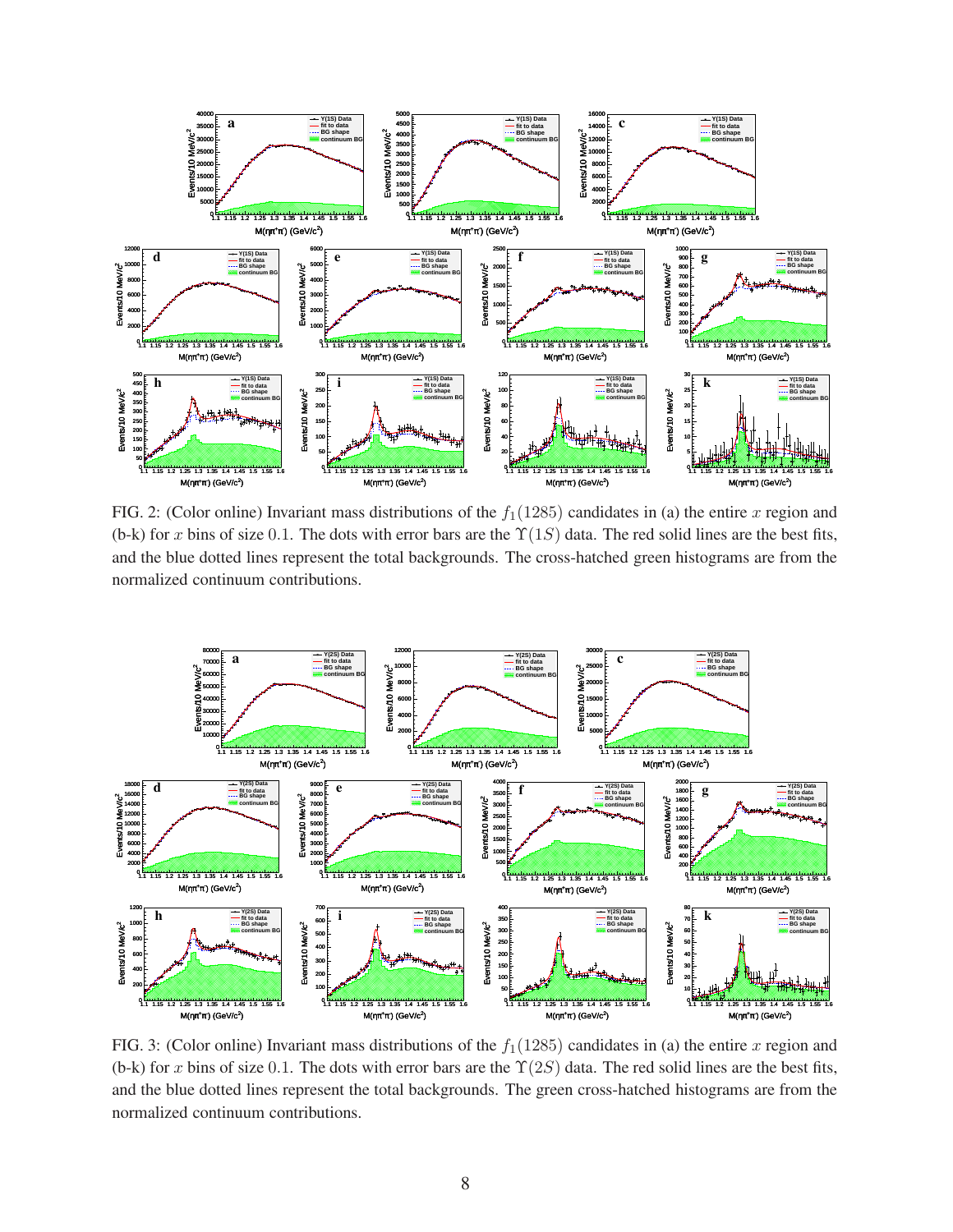FIG. 2: (Color online) Invariant mass distributions of the $f_1(1285)$ candidates in (a) the entire $x$ region and (b-k) for $x$ bins of size 0.1. The dots with error bars are the $\Upsilon(1S)$ data. The red solid lines are the best fits, and the blue dotted lines represent the total backgrounds. The cross-hatched green histograms are from the normalized continuum contributions.

FIG. 3: (Color online) Invariant mass distributions of the $f_1(1285)$ candidates in (a) the entire $x$ region and (b-k) for $x$ bins of size 0.1. The dots with error bars are the $\Upsilon(2S)$ data. The red solid lines are the best fits, and the blue dotted lines represent the total backgrounds. The green cross-hatched histograms are from the normalized continuum contributions.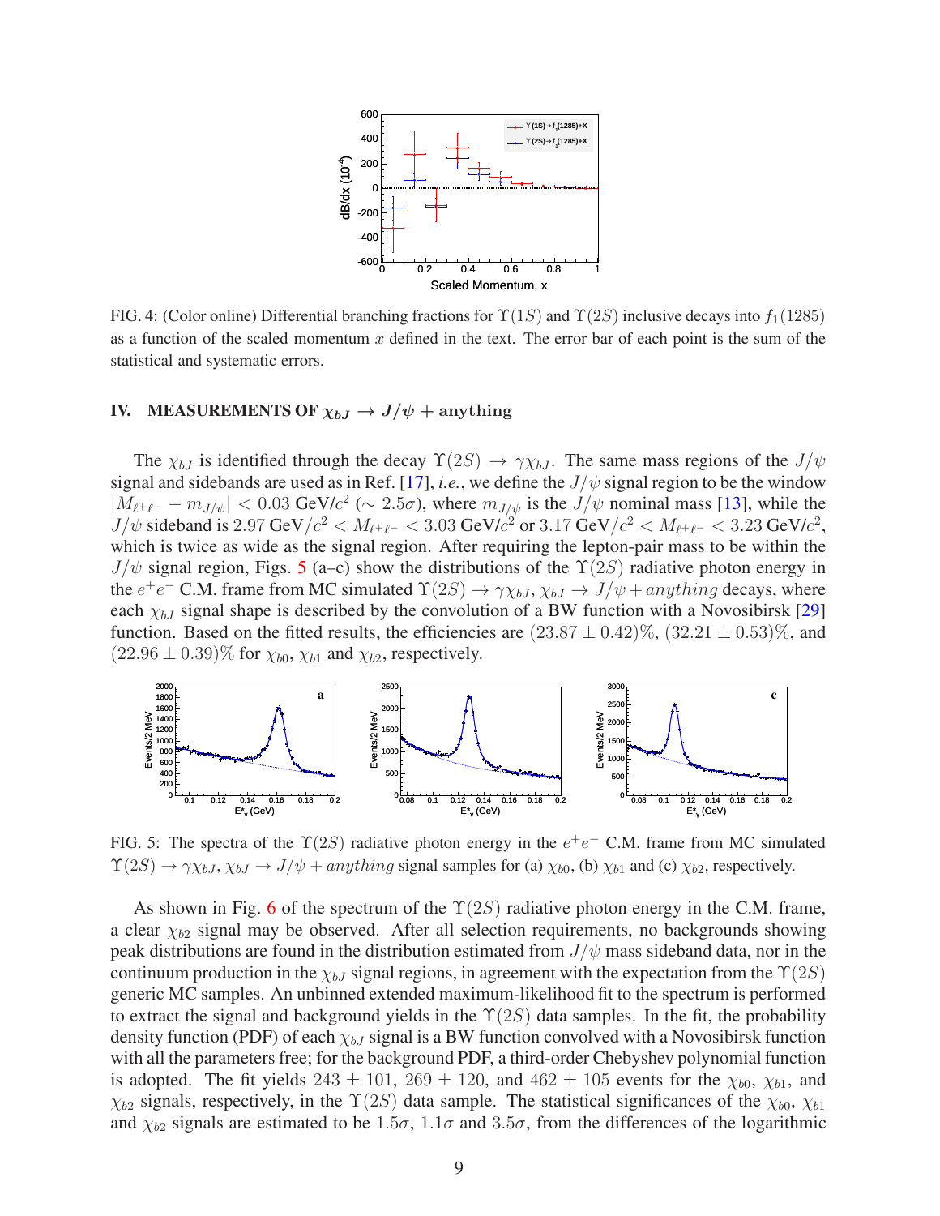FIG. 4: (Color online) Differential branching fractions for $\Upsilon(1S)$ and $\Upsilon(2S)$ inclusive decays into $f_1(1285)$ as a function of the scaled momentum $x$ defined in the text. The error bar of each point is the sum of the statistical and systematic errors.

## IV. MEASUREMENTS OF $\chi_{bJ} \to J/\psi$ + anything

The $\chi_{bJ}$ is identified through the decay $\Upsilon(2S) \to \gamma\chi_{bJ}$. The same mass regions of the $J/\psi$ signal and sidebands are used as in Ref. [17], *i.e.*, we define the $J/\psi$ signal region to be the window $|M_{\ell^+\ell^-} - m_{J/\psi}| < 0.03$ GeV/$c^2$ ($\sim 2.5\sigma$), where $m_{J/\psi}$ is the $J/\psi$ nominal mass [13], while the $J/\psi$ sideband is $2.97$ GeV/$c^2 < M_{\ell^+\ell^-} < 3.03$ GeV/$c^2$ or $3.17$ GeV/$c^2 < M_{\ell^+\ell^-} < 3.23$ GeV/$c^2$, which is twice as wide as the signal region. After requiring the lepton-pair mass to be within the $J/\psi$ signal region, Figs. 5 (a–c) show the distributions of the $\Upsilon(2S)$ radiative photon energy in the $e^+e^-$ C.M. frame from MC simulated $\Upsilon(2S) \to \gamma\chi_{bJ}$, $\chi_{bJ} \to J/\psi + anything$ decays, where each $\chi_{bJ}$ signal shape is described by the convolution of a BW function with a Novosibirsk [29] function. Based on the fitted results, the efficiencies are $(23.87 \pm 0.42)\%$, $(32.21 \pm 0.53)\%$, and $(22.96 \pm 0.39)\%$ for $\chi_{b0}$, $\chi_{b1}$ and $\chi_{b2}$, respectively.

FIG. 5: The spectra of the $\Upsilon(2S)$ radiative photon energy in the $e^+e^-$ C.M. frame from MC simulated $\Upsilon(2S) \to \gamma\chi_{bJ}$, $\chi_{bJ} \to J/\psi + anything$ signal samples for (a) $\chi_{b0}$, (b) $\chi_{b1}$ and (c) $\chi_{b2}$, respectively.

As shown in Fig. 6 of the spectrum of the $\Upsilon(2S)$ radiative photon energy in the C.M. frame, a clear $\chi_{b2}$ signal may be observed. After all selection requirements, no backgrounds showing peak distributions are found in the distribution estimated from $J/\psi$ mass sideband data, nor in the continuum production in the $\chi_{bJ}$ signal regions, in agreement with the expectation from the $\Upsilon(2S)$ generic MC samples. An unbinned extended maximum-likelihood fit to the spectrum is performed to extract the signal and background yields in the $\Upsilon(2S)$ data samples. In the fit, the probability density function (PDF) of each $\chi_{bJ}$ signal is a BW function convolved with a Novosibirsk function with all the parameters free; for the background PDF, a third-order Chebyshev polynomial function is adopted. The fit yields $243 \pm 101$, $269 \pm 120$, and $462 \pm 105$ events for the $\chi_{b0}$, $\chi_{b1}$, and $\chi_{b2}$ signals, respectively, in the $\Upsilon(2S)$ data sample. The statistical significances of the $\chi_{b0}$, $\chi_{b1}$ and $\chi_{b2}$ signals are estimated to be $1.5\sigma$, $1.1\sigma$ and $3.5\sigma$, from the differences of the logarithmic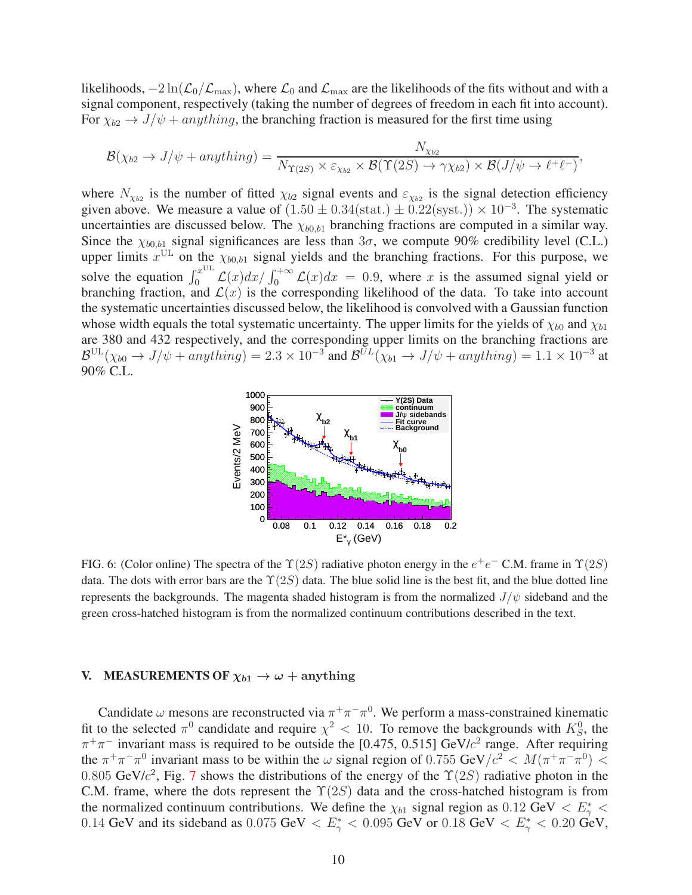likelihoods, $-2\ln(\mathcal{L}_0/\mathcal{L}_{\rm max})$, where $\mathcal{L}_0$ and $\mathcal{L}_{\rm max}$ are the likelihoods of the fits without and with a signal component, respectively (taking the number of degrees of freedom in each fit into account). For $\chi_{b2} \to J/\psi + anything$, the branching fraction is measured for the first time using

$$\mathcal{B}(\chi_{b2} \to J/\psi + anything) = \frac{N_{\chi_{b2}}}{N_{\Upsilon(2S)} \times \varepsilon_{\chi_{b2}} \times \mathcal{B}(\Upsilon(2S) \to \gamma\chi_{b2}) \times \mathcal{B}(J/\psi \to \ell^+\ell^-)},$$

where $N_{\chi_{b2}}$ is the number of fitted $\chi_{b2}$ signal events and $\varepsilon_{\chi_{b2}}$ is the signal detection efficiency given above. We measure a value of $(1.50 \pm 0.34(\text{stat.}) \pm 0.22(\text{syst.})) \times 10^{-3}$. The systematic uncertainties are discussed below. The $\chi_{b0,b1}$ branching fractions are computed in a similar way. Since the $\chi_{b0,b1}$ signal significances are less than $3\sigma$, we compute 90% credibility level (C.L.) upper limits $x^{\rm UL}$ on the $\chi_{b0,b1}$ signal yields and the branching fractions. For this purpose, we solve the equation $\int_0^{x^{\rm UL}} \mathcal{L}(x)dx / \int_0^{+\infty} \mathcal{L}(x)dx = 0.9$, where $x$ is the assumed signal yield or branching fraction, and $\mathcal{L}(x)$ is the corresponding likelihood of the data. To take into account the systematic uncertainties discussed below, the likelihood is convolved with a Gaussian function whose width equals the total systematic uncertainty. The upper limits for the yields of $\chi_{b0}$ and $\chi_{b1}$ are 380 and 432 respectively, and the corresponding upper limits on the branching fractions are $\mathcal{B}^{\rm UL}(\chi_{b0} \to J/\psi + anything) = 2.3 \times 10^{-3}$ and $\mathcal{B}^{UL}(\chi_{b1} \to J/\psi + anything) = 1.1 \times 10^{-3}$ at 90% C.L.

FIG. 6: (Color online) The spectra of the $\Upsilon(2S)$ radiative photon energy in the $e^+e^-$ C.M. frame in $\Upsilon(2S)$ data. The dots with error bars are the $\Upsilon(2S)$ data. The blue solid line is the best fit, and the blue dotted line represents the backgrounds. The magenta shaded histogram is from the normalized $J/\psi$ sideband and the green cross-hatched histogram is from the normalized continuum contributions described in the text.

## V. MEASUREMENTS OF $\chi_{b1} \to \omega$ + anything

Candidate $\omega$ mesons are reconstructed via $\pi^+\pi^-\pi^0$. We perform a mass-constrained kinematic fit to the selected $\pi^0$ candidate and require $\chi^2 < 10$. To remove the backgrounds with $K_S^0$, the $\pi^+\pi^-$ invariant mass is required to be outside the [0.475, 0.515] GeV/$c^2$ range. After requiring the $\pi^+\pi^-\pi^0$ invariant mass to be within the $\omega$ signal region of $0.755$ GeV/$c^2 < M(\pi^+\pi^-\pi^0) <$ $0.805$ GeV/$c^2$, Fig. 7 shows the distributions of the energy of the $\Upsilon(2S)$ radiative photon in the C.M. frame, where the dots represent the $\Upsilon(2S)$ data and the cross-hatched histogram is from the normalized continuum contributions. We define the $\chi_{b1}$ signal region as $0.12$ GeV $< E^*_\gamma <$ $0.14$ GeV and its sideband as $0.075$ GeV $< E^*_\gamma < 0.095$ GeV or $0.18$ GeV $< E^*_\gamma < 0.20$ GeV,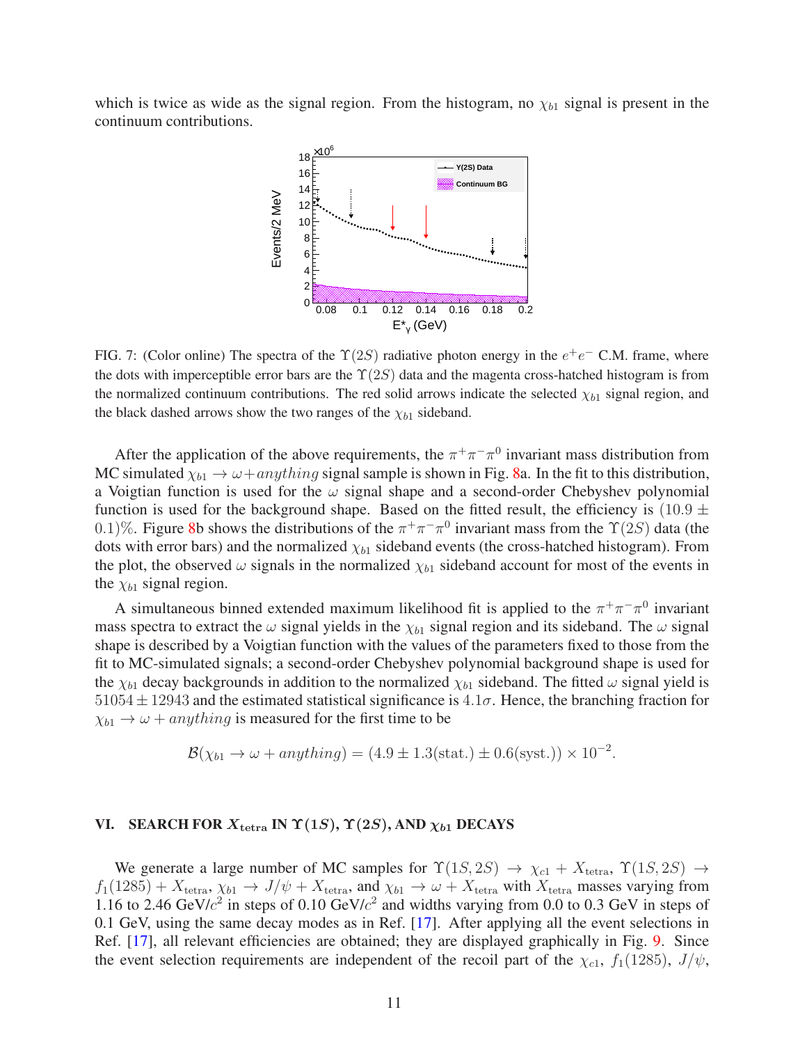which is twice as wide as the signal region. From the histogram, no $\chi_{b1}$ signal is present in the continuum contributions.

FIG. 7: (Color online) The spectra of the $\Upsilon(2S)$ radiative photon energy in the $e^+e^-$ C.M. frame, where the dots with imperceptible error bars are the $\Upsilon(2S)$ data and the magenta cross-hatched histogram is from the normalized continuum contributions. The red solid arrows indicate the selected $\chi_{b1}$ signal region, and the black dashed arrows show the two ranges of the $\chi_{b1}$ sideband.

After the application of the above requirements, the $\pi^+\pi^-\pi^0$ invariant mass distribution from MC simulated $\chi_{b1} \to \omega + anything$ signal sample is shown in Fig. 8a. In the fit to this distribution, a Voigtian function is used for the $\omega$ signal shape and a second-order Chebyshev polynomial function is used for the background shape. Based on the fitted result, the efficiency is $(10.9 \pm 0.1)\%$. Figure 8b shows the distributions of the $\pi^+\pi^-\pi^0$ invariant mass from the $\Upsilon(2S)$ data (the dots with error bars) and the normalized $\chi_{b1}$ sideband events (the cross-hatched histogram). From the plot, the observed $\omega$ signals in the normalized $\chi_{b1}$ sideband account for most of the events in the $\chi_{b1}$ signal region.

A simultaneous binned extended maximum likelihood fit is applied to the $\pi^+\pi^-\pi^0$ invariant mass spectra to extract the $\omega$ signal yields in the $\chi_{b1}$ signal region and its sideband. The $\omega$ signal shape is described by a Voigtian function with the values of the parameters fixed to those from the fit to MC-simulated signals; a second-order Chebyshev polynomial background shape is used for the $\chi_{b1}$ decay backgrounds in addition to the normalized $\chi_{b1}$ sideband. The fitted $\omega$ signal yield is $51054 \pm 12943$ and the estimated statistical significance is $4.1\sigma$. Hence, the branching fraction for $\chi_{b1} \to \omega + anything$ is measured for the first time to be

$$\mathcal{B}(\chi_{b1} \to \omega + anything) = (4.9 \pm 1.3(\text{stat.}) \pm 0.6(\text{syst.})) \times 10^{-2}.$$

## VI. SEARCH FOR $X_{\rm tetra}$ IN $\Upsilon(1S)$, $\Upsilon(2S)$, AND $\chi_{b1}$ DECAYS

We generate a large number of MC samples for $\Upsilon(1S, 2S) \to \chi_{c1} + X_{\rm tetra}$, $\Upsilon(1S, 2S) \to f_1(1285) + X_{\rm tetra}$, $\chi_{b1} \to J/\psi + X_{\rm tetra}$, and $\chi_{b1} \to \omega + X_{\rm tetra}$ with $X_{\rm tetra}$ masses varying from 1.16 to 2.46 GeV/$c^2$ in steps of 0.10 GeV/$c^2$ and widths varying from 0.0 to 0.3 GeV in steps of 0.1 GeV, using the same decay modes as in Ref. [17]. After applying all the event selections in Ref. [17], all relevant efficiencies are obtained; they are displayed graphically in Fig. 9. Since the event selection requirements are independent of the recoil part of the $\chi_{c1}$, $f_1(1285)$, $J/\psi$,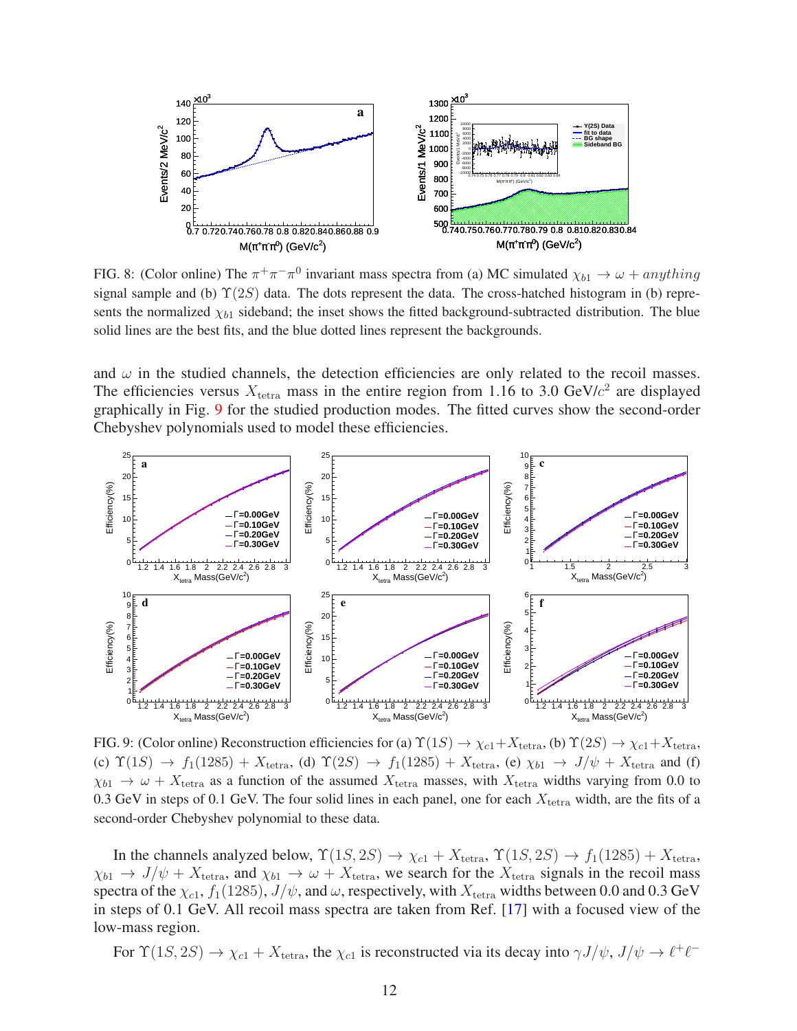FIG. 8: (Color online) The $\pi^+\pi^-\pi^0$ invariant mass spectra from (a) MC simulated $\chi_{b1} \to \omega + anything$ signal sample and (b) $\Upsilon(2S)$ data. The dots represent the data. The cross-hatched histogram in (b) represents the normalized $\chi_{b1}$ sideband; the inset shows the fitted background-subtracted distribution. The blue solid lines are the best fits, and the blue dotted lines represent the backgrounds.

and $\omega$ in the studied channels, the detection efficiencies are only related to the recoil masses. The efficiencies versus $X_{\rm tetra}$ mass in the entire region from 1.16 to 3.0 GeV/$c^2$ are displayed graphically in Fig. 9 for the studied production modes. The fitted curves show the second-order Chebyshev polynomials used to model these efficiencies.

FIG. 9: (Color online) Reconstruction efficiencies for (a) $\Upsilon(1S) \to \chi_{c1}+X_{\rm tetra}$, (b) $\Upsilon(2S) \to \chi_{c1}+X_{\rm tetra}$, (c) $\Upsilon(1S) \to f_1(1285) + X_{\rm tetra}$, (d) $\Upsilon(2S) \to f_1(1285) + X_{\rm tetra}$, (e) $\chi_{b1} \to J/\psi + X_{\rm tetra}$ and (f) $\chi_{b1} \to \omega + X_{\rm tetra}$ as a function of the assumed $X_{\rm tetra}$ masses, with $X_{\rm tetra}$ widths varying from 0.0 to 0.3 GeV in steps of 0.1 GeV. The four solid lines in each panel, one for each $X_{\rm tetra}$ width, are the fits of a second-order Chebyshev polynomial to these data.

In the channels analyzed below, $\Upsilon(1S, 2S) \to \chi_{c1} + X_{\rm tetra}$, $\Upsilon(1S, 2S) \to f_1(1285) + X_{\rm tetra}$, $\chi_{b1} \to J/\psi + X_{\rm tetra}$, and $\chi_{b1} \to \omega + X_{\rm tetra}$, we search for the $X_{\rm tetra}$ signals in the recoil mass spectra of the $\chi_{c1}$, $f_1(1285)$, $J/\psi$, and $\omega$, respectively, with $X_{\rm tetra}$ widths between 0.0 and 0.3 GeV in steps of 0.1 GeV. All recoil mass spectra are taken from Ref. [17] with a focused view of the low-mass region.

For $\Upsilon(1S, 2S) \to \chi_{c1} + X_{\rm tetra}$, the $\chi_{c1}$ is reconstructed via its decay into $\gamma J/\psi$, $J/\psi \to \ell^+\ell^-$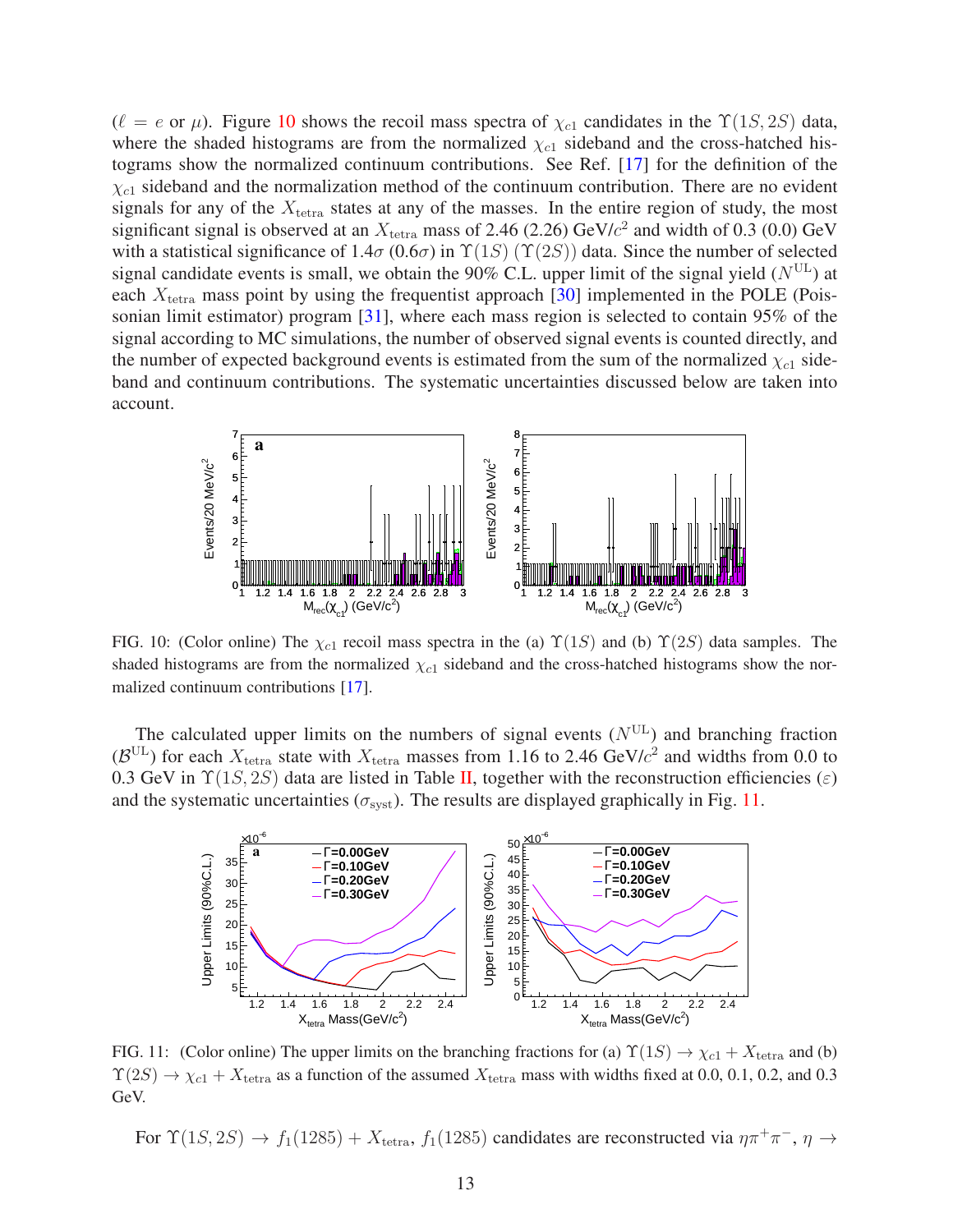($\ell = e$ or $\mu$). Figure 10 shows the recoil mass spectra of $\chi_{c1}$ candidates in the $\Upsilon(1S, 2S)$ data, where the shaded histograms are from the normalized $\chi_{c1}$ sideband and the cross-hatched histograms show the normalized continuum contributions. See Ref. [17] for the definition of the $\chi_{c1}$ sideband and the normalization method of the continuum contribution. There are no evident signals for any of the $X_{\rm tetra}$ states at any of the masses. In the entire region of study, the most significant signal is observed at an $X_{\rm tetra}$ mass of 2.46 (2.26) GeV/$c^2$ and width of 0.3 (0.0) GeV with a statistical significance of 1.4$\sigma$ (0.6$\sigma$) in $\Upsilon(1S)$ ($\Upsilon(2S)$) data. Since the number of selected signal candidate events is small, we obtain the 90% C.L. upper limit of the signal yield ($N^{\rm UL}$) at each $X_{\rm tetra}$ mass point by using the frequentist approach [30] implemented in the POLE (Poissonian limit estimator) program [31], where each mass region is selected to contain 95% of the signal according to MC simulations, the number of observed signal events is counted directly, and the number of expected background events is estimated from the sum of the normalized $\chi_{c1}$ sideband and continuum contributions. The systematic uncertainties discussed below are taken into account.

FIG. 10: (Color online) The $\chi_{c1}$ recoil mass spectra in the (a) $\Upsilon(1S)$ and (b) $\Upsilon(2S)$ data samples. The shaded histograms are from the normalized $\chi_{c1}$ sideband and the cross-hatched histograms show the normalized continuum contributions [17].

The calculated upper limits on the numbers of signal events ($N^{\rm UL}$) and branching fraction ($\mathcal{B}^{\rm UL}$) for each $X_{\rm tetra}$ state with $X_{\rm tetra}$ masses from 1.16 to 2.46 GeV/$c^2$ and widths from 0.0 to 0.3 GeV in $\Upsilon(1S, 2S)$ data are listed in Table II, together with the reconstruction efficiencies ($\varepsilon$) and the systematic uncertainties ($\sigma_{\rm syst}$). The results are displayed graphically in Fig. 11.

FIG. 11: (Color online) The upper limits on the branching fractions for (a) $\Upsilon(1S) \to \chi_{c1} + X_{\rm tetra}$ and (b) $\Upsilon(2S) \to \chi_{c1} + X_{\rm tetra}$ as a function of the assumed $X_{\rm tetra}$ mass with widths fixed at 0.0, 0.1, 0.2, and 0.3 GeV.

For $\Upsilon(1S, 2S) \to f_1(1285) + X_{\rm tetra}$, $f_1(1285)$ candidates are reconstructed via $\eta\pi^+\pi^-$, $\eta \to$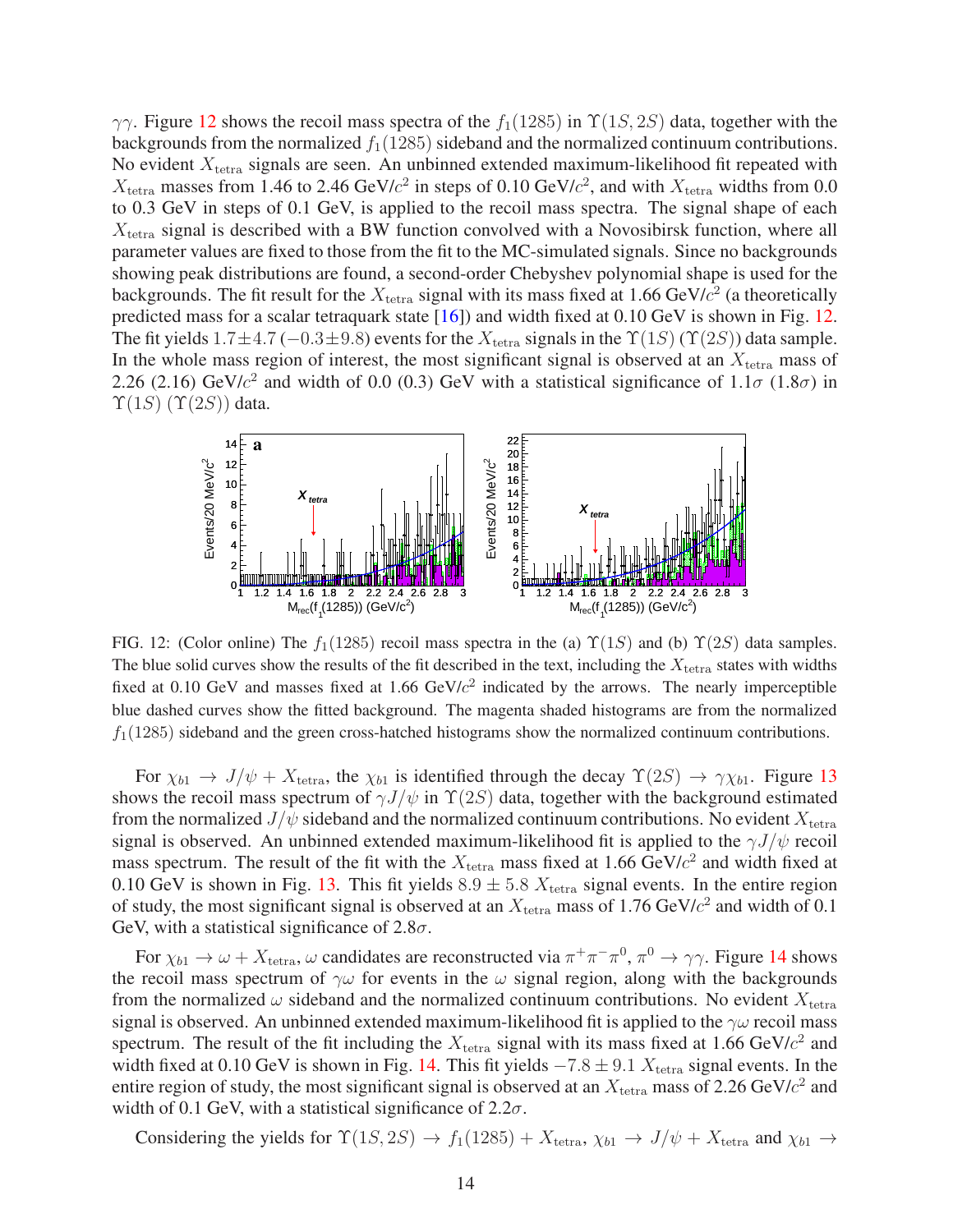$\gamma\gamma$. Figure 12 shows the recoil mass spectra of the $f_1(1285)$ in $\Upsilon(1S,2S)$ data, together with the backgrounds from the normalized $f_1(1285)$ sideband and the normalized continuum contributions. No evident $X_{\rm tetra}$ signals are seen. An unbinned extended maximum-likelihood fit repeated with $X_{\rm tetra}$ masses from 1.46 to 2.46 GeV/$c^2$ in steps of 0.10 GeV/$c^2$, and with $X_{\rm tetra}$ widths from 0.0 to 0.3 GeV in steps of 0.1 GeV, is applied to the recoil mass spectra. The signal shape of each $X_{\rm tetra}$ signal is described with a BW function convolved with a Novosibirsk function, where all parameter values are fixed to those from the fit to the MC-simulated signals. Since no backgrounds showing peak distributions are found, a second-order Chebyshev polynomial shape is used for the backgrounds. The fit result for the $X_{\rm tetra}$ signal with its mass fixed at 1.66 GeV/$c^2$ (a theoretically predicted mass for a scalar tetraquark state [16]) and width fixed at 0.10 GeV is shown in Fig. 12. The fit yields $1.7\pm4.7$ ($-0.3\pm9.8$) events for the $X_{\rm tetra}$ signals in the $\Upsilon(1S)$ ($\Upsilon(2S)$) data sample. In the whole mass region of interest, the most significant signal is observed at an $X_{\rm tetra}$ mass of 2.26 (2.16) GeV/$c^2$ and width of 0.0 (0.3) GeV with a statistical significance of $1.1\sigma$ ($1.8\sigma$) in $\Upsilon(1S)$ ($\Upsilon(2S)$) data.

FIG. 12: (Color online) The $f_1(1285)$ recoil mass spectra in the (a) $\Upsilon(1S)$ and (b) $\Upsilon(2S)$ data samples. The blue solid curves show the results of the fit described in the text, including the $X_{\rm tetra}$ states with widths fixed at 0.10 GeV and masses fixed at 1.66 GeV/$c^2$ indicated by the arrows. The nearly imperceptible blue dashed curves show the fitted background. The magenta shaded histograms are from the normalized $f_1(1285)$ sideband and the green cross-hatched histograms show the normalized continuum contributions.

For $\chi_{b1} \to J/\psi + X_{\rm tetra}$, the $\chi_{b1}$ is identified through the decay $\Upsilon(2S) \to \gamma\chi_{b1}$. Figure 13 shows the recoil mass spectrum of $\gamma J/\psi$ in $\Upsilon(2S)$ data, together with the background estimated from the normalized $J/\psi$ sideband and the normalized continuum contributions. No evident $X_{\rm tetra}$ signal is observed. An unbinned extended maximum-likelihood fit is applied to the $\gamma J/\psi$ recoil mass spectrum. The result of the fit with the $X_{\rm tetra}$ mass fixed at 1.66 GeV/$c^2$ and width fixed at 0.10 GeV is shown in Fig. 13. This fit yields $8.9\pm5.8$ $X_{\rm tetra}$ signal events. In the entire region of study, the most significant signal is observed at an $X_{\rm tetra}$ mass of 1.76 GeV/$c^2$ and width of 0.1 GeV, with a statistical significance of $2.8\sigma$.

For $\chi_{b1} \to \omega + X_{\rm tetra}$, $\omega$ candidates are reconstructed via $\pi^+\pi^-\pi^0$, $\pi^0 \to \gamma\gamma$. Figure 14 shows the recoil mass spectrum of $\gamma\omega$ for events in the $\omega$ signal region, along with the backgrounds from the normalized $\omega$ sideband and the normalized continuum contributions. No evident $X_{\rm tetra}$ signal is observed. An unbinned extended maximum-likelihood fit is applied to the $\gamma\omega$ recoil mass spectrum. The result of the fit including the $X_{\rm tetra}$ signal with its mass fixed at 1.66 GeV/$c^2$ and width fixed at 0.10 GeV is shown in Fig. 14. This fit yields $-7.8\pm9.1$ $X_{\rm tetra}$ signal events. In the entire region of study, the most significant signal is observed at an $X_{\rm tetra}$ mass of 2.26 GeV/$c^2$ and width of 0.1 GeV, with a statistical significance of $2.2\sigma$.

Considering the yields for $\Upsilon(1S,2S) \to f_1(1285) + X_{\rm tetra}$, $\chi_{b1} \to J/\psi + X_{\rm tetra}$ and $\chi_{b1} \to$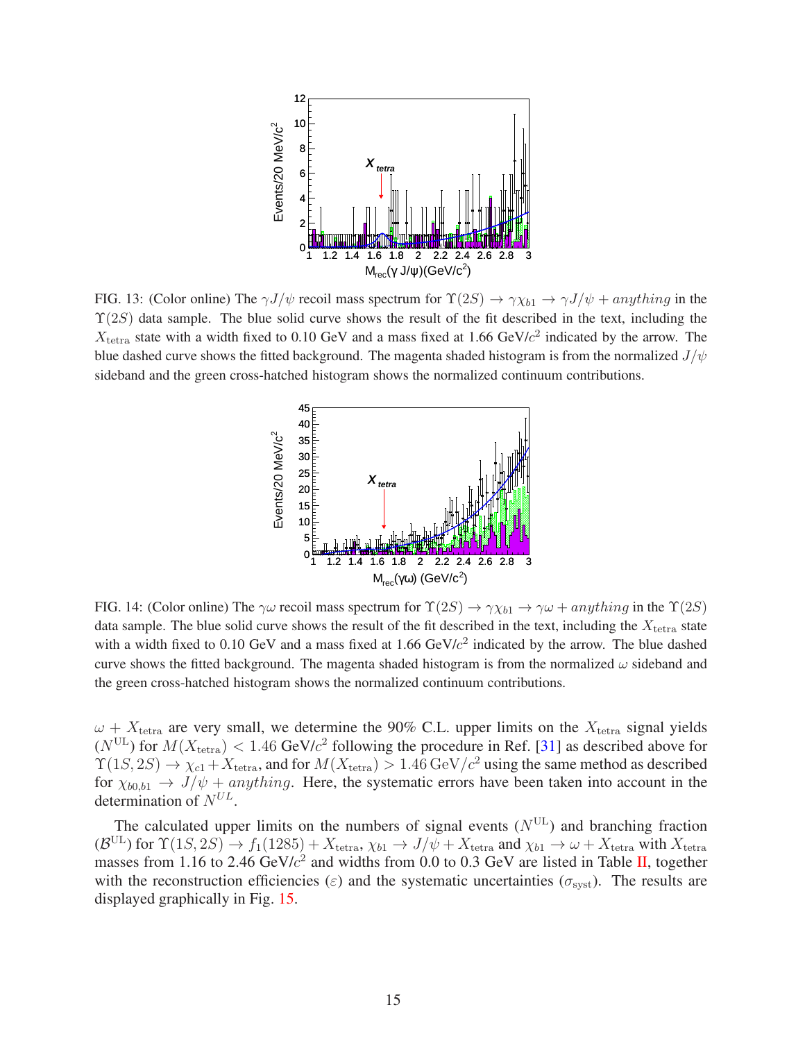FIG. 13: (Color online) The $\gamma J/\psi$ recoil mass spectrum for $\Upsilon(2S) \to \gamma\chi_{b1} \to \gamma J/\psi + anything$ in the $\Upsilon(2S)$ data sample. The blue solid curve shows the result of the fit described in the text, including the $X_{\rm tetra}$ state with a width fixed to 0.10 GeV and a mass fixed at 1.66 GeV/$c^2$ indicated by the arrow. The blue dashed curve shows the fitted background. The magenta shaded histogram is from the normalized $J/\psi$ sideband and the green cross-hatched histogram shows the normalized continuum contributions.

FIG. 14: (Color online) The $\gamma\omega$ recoil mass spectrum for $\Upsilon(2S) \to \gamma\chi_{b1} \to \gamma\omega + anything$ in the $\Upsilon(2S)$ data sample. The blue solid curve shows the result of the fit described in the text, including the $X_{\rm tetra}$ state with a width fixed to 0.10 GeV and a mass fixed at 1.66 GeV/$c^2$ indicated by the arrow. The blue dashed curve shows the fitted background. The magenta shaded histogram is from the normalized $\omega$ sideband and the green cross-hatched histogram shows the normalized continuum contributions.

$\omega + X_{\rm tetra}$ are very small, we determine the 90% C.L. upper limits on the $X_{\rm tetra}$ signal yields ($N^{\rm UL}$) for $M(X_{\rm tetra}) < 1.46$ GeV/$c^2$ following the procedure in Ref. [31] as described above for $\Upsilon(1S, 2S) \to \chi_{c1} + X_{\rm tetra}$, and for $M(X_{\rm tetra}) > 1.46\,{\rm GeV}/c^2$ using the same method as described for $\chi_{b0,b1} \to J/\psi + anything$. Here, the systematic errors have been taken into account in the determination of $N^{UL}$.

The calculated upper limits on the numbers of signal events ($N^{\rm UL}$) and branching fraction ($\mathcal{B}^{\rm UL}$) for $\Upsilon(1S, 2S) \to f_1(1285) + X_{\rm tetra}$, $\chi_{b1} \to J/\psi + X_{\rm tetra}$ and $\chi_{b1} \to \omega + X_{\rm tetra}$ with $X_{\rm tetra}$ masses from 1.16 to 2.46 GeV/$c^2$ and widths from 0.0 to 0.3 GeV are listed in Table II, together with the reconstruction efficiencies ($\varepsilon$) and the systematic uncertainties ($\sigma_{\rm syst}$). The results are displayed graphically in Fig. 15.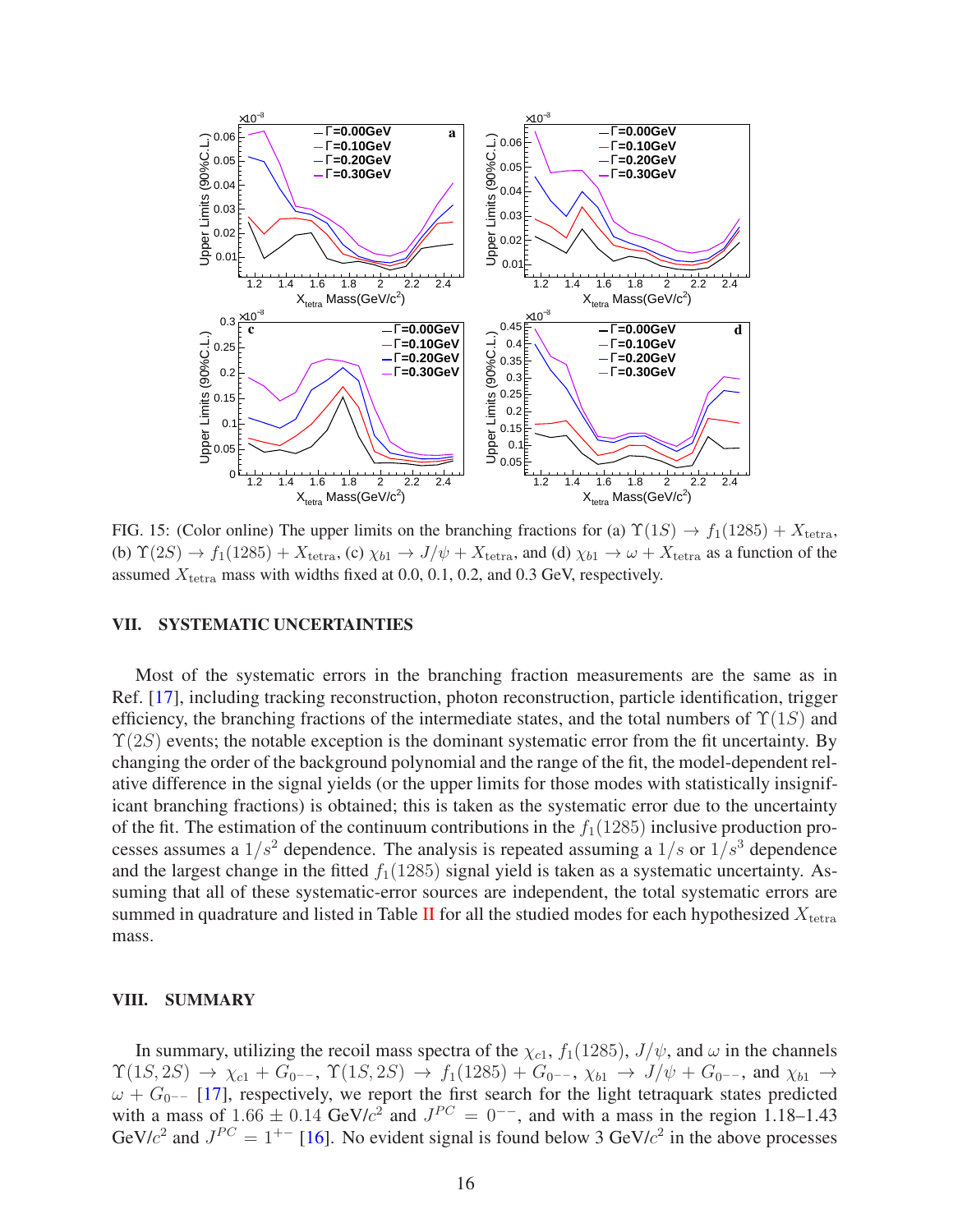FIG. 15: (Color online) The upper limits on the branching fractions for (a) $\Upsilon(1S) \to f_1(1285) + X_{\rm tetra}$, (b) $\Upsilon(2S) \to f_1(1285) + X_{\rm tetra}$, (c) $\chi_{b1} \to J/\psi + X_{\rm tetra}$, and (d) $\chi_{b1} \to \omega + X_{\rm tetra}$ as a function of the assumed $X_{\rm tetra}$ mass with widths fixed at 0.0, 0.1, 0.2, and 0.3 GeV, respectively.

## VII. SYSTEMATIC UNCERTAINTIES

Most of the systematic errors in the branching fraction measurements are the same as in Ref. [17], including tracking reconstruction, photon reconstruction, particle identification, trigger efficiency, the branching fractions of the intermediate states, and the total numbers of $\Upsilon(1S)$ and $\Upsilon(2S)$ events; the notable exception is the dominant systematic error from the fit uncertainty. By changing the order of the background polynomial and the range of the fit, the model-dependent relative difference in the signal yields (or the upper limits for those modes with statistically insignificant branching fractions) is obtained; this is taken as the systematic error due to the uncertainty of the fit. The estimation of the continuum contributions in the $f_1(1285)$ inclusive production processes assumes a $1/s^2$ dependence. The analysis is repeated assuming a $1/s$ or $1/s^3$ dependence and the largest change in the fitted $f_1(1285)$ signal yield is taken as a systematic uncertainty. Assuming that all of these systematic-error sources are independent, the total systematic errors are summed in quadrature and listed in Table II for all the studied modes for each hypothesized $X_{\rm tetra}$ mass.

## VIII. SUMMARY

In summary, utilizing the recoil mass spectra of the $\chi_{c1}$, $f_1(1285)$, $J/\psi$, and $\omega$ in the channels $\Upsilon(1S, 2S) \to \chi_{c1} + G_{0^{--}}$, $\Upsilon(1S, 2S) \to f_1(1285) + G_{0^{--}}$, $\chi_{b1} \to J/\psi + G_{0^{--}}$, and $\chi_{b1} \to \omega + G_{0^{--}}$ [17], respectively, we report the first search for the light tetraquark states predicted with a mass of $1.66 \pm 0.14$ GeV/$c^2$ and $J^{PC} = 0^{--}$, and with a mass in the region 1.18–1.43 GeV/$c^2$ and $J^{PC} = 1^{+-}$ [16]. No evident signal is found below 3 GeV/$c^2$ in the above processes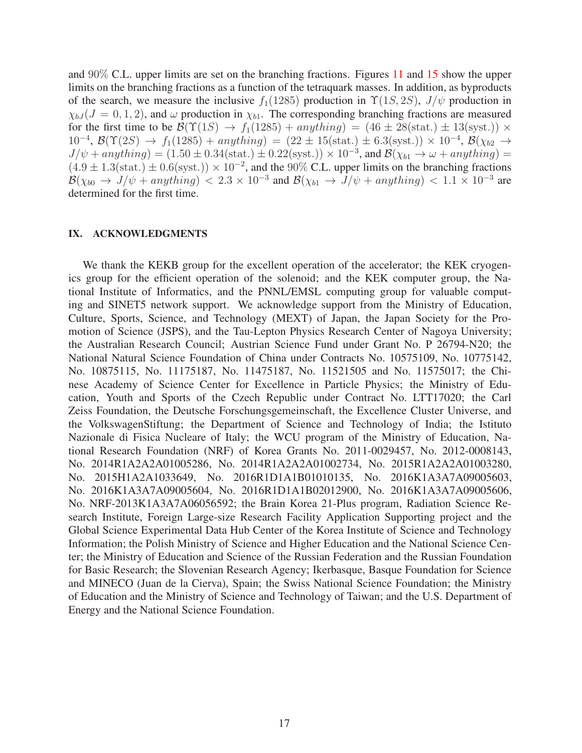and 90% C.L. upper limits are set on the branching fractions. Figures 11 and 15 show the upper limits on the branching fractions as a function of the tetraquark masses. In addition, as byproducts of the search, we measure the inclusive $f_1(1285)$ production in $\Upsilon(1S, 2S)$, $J/\psi$ production in $\chi_{bJ}(J = 0, 1, 2)$, and $\omega$ production in $\chi_{b1}$. The corresponding branching fractions are measured for the first time to be $\mathcal{B}(\Upsilon(1S) \to f_1(1285) + anything) = (46 \pm 28(\text{stat.}) \pm 13(\text{syst.})) \times 10^{-4}$, $\mathcal{B}(\Upsilon(2S) \to f_1(1285) + anything) = (22 \pm 15(\text{stat.}) \pm 6.3(\text{syst.})) \times 10^{-4}$, $\mathcal{B}(\chi_{b2} \to J/\psi + anything) = (1.50 \pm 0.34(\text{stat.}) \pm 0.22(\text{syst.})) \times 10^{-3}$, and $\mathcal{B}(\chi_{b1} \to \omega + anything) = (4.9 \pm 1.3(\text{stat.}) \pm 0.6(\text{syst.})) \times 10^{-2}$, and the 90% C.L. upper limits on the branching fractions $\mathcal{B}(\chi_{b0} \to J/\psi + anything) < 2.3 \times 10^{-3}$ and $\mathcal{B}(\chi_{b1} \to J/\psi + anything) < 1.1 \times 10^{-3}$ are determined for the first time.

## IX. ACKNOWLEDGMENTS

We thank the KEKB group for the excellent operation of the accelerator; the KEK cryogenics group for the efficient operation of the solenoid; and the KEK computer group, the National Institute of Informatics, and the PNNL/EMSL computing group for valuable computing and SINET5 network support. We acknowledge support from the Ministry of Education, Culture, Sports, Science, and Technology (MEXT) of Japan, the Japan Society for the Promotion of Science (JSPS), and the Tau-Lepton Physics Research Center of Nagoya University; the Australian Research Council; Austrian Science Fund under Grant No. P 26794-N20; the National Natural Science Foundation of China under Contracts No. 10575109, No. 10775142, No. 10875115, No. 11175187, No. 11475187, No. 11521505 and No. 11575017; the Chinese Academy of Science Center for Excellence in Particle Physics; the Ministry of Education, Youth and Sports of the Czech Republic under Contract No. LTT17020; the Carl Zeiss Foundation, the Deutsche Forschungsgemeinschaft, the Excellence Cluster Universe, and the VolkswagenStiftung; the Department of Science and Technology of India; the Istituto Nazionale di Fisica Nucleare of Italy; the WCU program of the Ministry of Education, National Research Foundation (NRF) of Korea Grants No. 2011-0029457, No. 2012-0008143, No. 2014R1A2A2A01005286, No. 2014R1A2A2A01002734, No. 2015R1A2A2A01003280, No. 2015H1A2A1033649, No. 2016R1D1A1B01010135, No. 2016K1A3A7A09005603, No. 2016K1A3A7A09005604, No. 2016R1D1A1B02012900, No. 2016K1A3A7A09005606, No. NRF-2013K1A3A7A06056592; the Brain Korea 21-Plus program, Radiation Science Research Institute, Foreign Large-size Research Facility Application Supporting project and the Global Science Experimental Data Hub Center of the Korea Institute of Science and Technology Information; the Polish Ministry of Science and Higher Education and the National Science Center; the Ministry of Education and Science of the Russian Federation and the Russian Foundation for Basic Research; the Slovenian Research Agency; Ikerbasque, Basque Foundation for Science and MINECO (Juan de la Cierva), Spain; the Swiss National Science Foundation; the Ministry of Education and the Ministry of Science and Technology of Taiwan; and the U.S. Department of Energy and the National Science Foundation.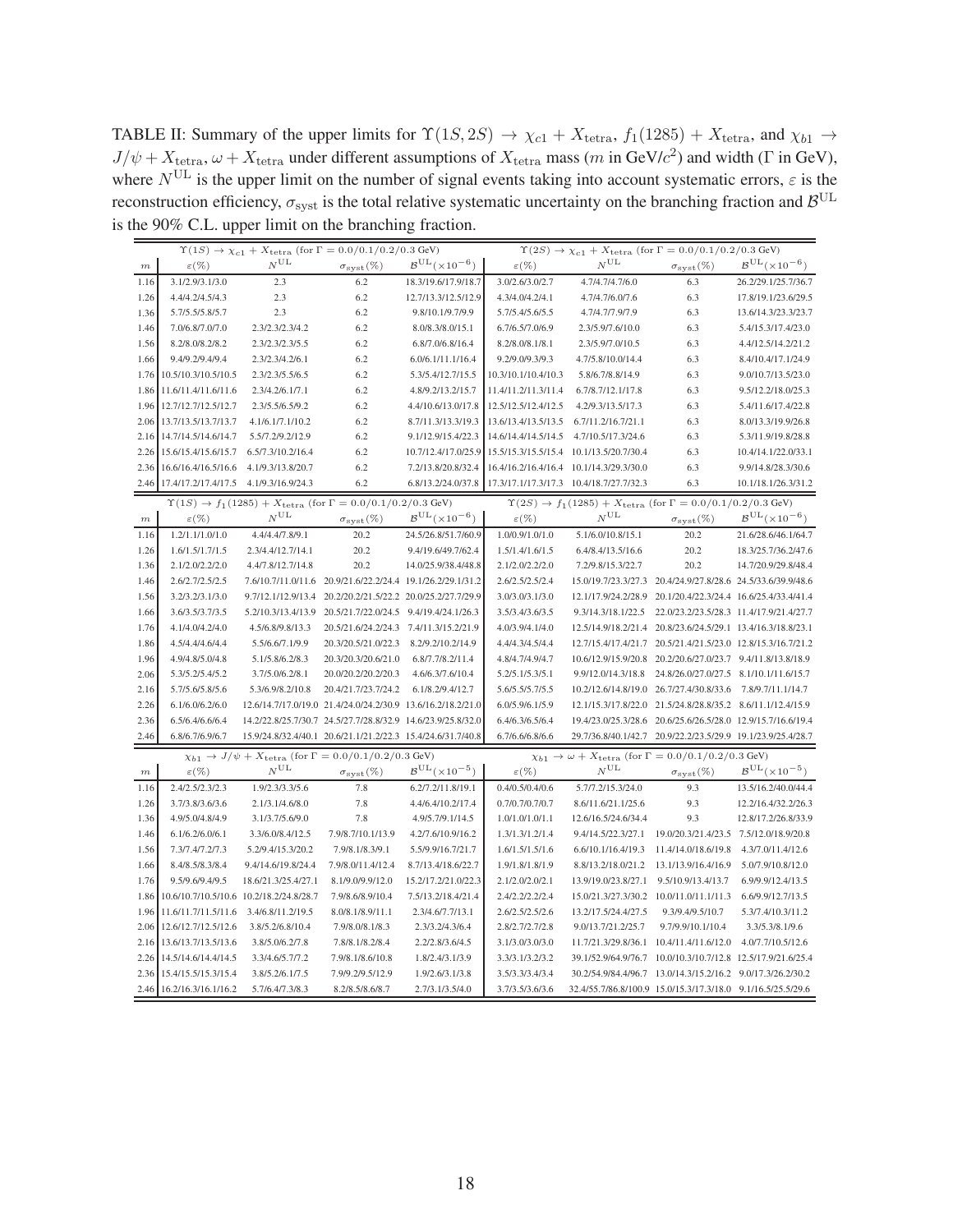TABLE II: Summary of the upper limits for $\Upsilon(1S,2S) \to \chi_{c1} + X_{\rm tetra}$, $f_1(1285) + X_{\rm tetra}$, and $\chi_{b1} \to J/\psi + X_{\rm tetra}, \omega + X_{\rm tetra}$ under different assumptions of $X_{\rm tetra}$ mass ($m$ in GeV/$c^2$) and width ($\Gamma$ in GeV), where $N^{\rm UL}$ is the upper limit on the number of signal events taking into account systematic errors, $\varepsilon$ is the reconstruction efficiency, $\sigma_{\rm syst}$ is the total relative systematic uncertainty on the branching fraction and $\mathcal{B}^{\rm UL}$ is the 90% C.L. upper limit on the branching fraction.

| | $\Upsilon(1S) \to \chi_{c1} + X_{\rm tetra}$ (for $\Gamma = 0.0/0.1/0.2/0.3$ GeV) | | | | $\Upsilon(2S) \to \chi_{c1} + X_{\rm tetra}$ (for $\Gamma = 0.0/0.1/0.2/0.3$ GeV) | | | |
|---|---|---|---|---|---|---|---|---|
| $m$ | $\varepsilon(\%)$ | $N^{\rm UL}$ | $\sigma_{\rm syst}(\%)$ | $\mathcal{B}^{\rm UL}(\times 10^{-6})$ | $\varepsilon(\%)$ | $N^{\rm UL}$ | $\sigma_{\rm syst}(\%)$ | $\mathcal{B}^{\rm UL}(\times 10^{-6})$ |
| 1.16 | 3.1/2.9/3.1/3.0 | 2.3 | 6.2 | 18.3/19.6/17.9/18.7 | 3.0/2.6/3.0/2.7 | 4.7/4.7/4.7/6.0 | 6.3 | 26.2/29.1/25.7/36.7 |
| 1.26 | 4.4/4.2/4.5/4.3 | 2.3 | 6.2 | 12.7/13.3/12.5/12.9 | 4.3/4.0/4.2/4.1 | 4.7/4.7/6.0/7.6 | 6.3 | 17.8/19.1/23.6/29.5 |
| 1.36 | 5.7/5.5/5.8/5.7 | 2.3 | 6.2 | 9.8/10.1/9.7/9.9 | 5.7/5.4/5.6/5.5 | 4.7/4.7/7.9/7.9 | 6.3 | 13.6/14.3/23.3/23.7 |
| 1.46 | 7.0/6.8/7.0/7.0 | 2.3/2.3/2.3/4.2 | 6.2 | 8.0/8.3/8.0/15.1 | 6.7/6.5/7.0/6.9 | 2.3/5.9/7.6/10.0 | 6.3 | 5.4/15.3/17.4/23.0 |
| 1.56 | 8.2/8.0/8.2/8.2 | 2.3/2.3/2.3/5.5 | 6.2 | 6.8/7.0/6.8/16.4 | 8.2/8.0/8.1/8.1 | 2.3/5.9/7.0/10.5 | 6.3 | 4.4/12.5/14.2/21.2 |
| 1.66 | 9.4/9.2/9.4/9.4 | 2.3/2.3/4.2/6.1 | 6.2 | 6.0/6.1/11.1/16.4 | 9.2/9.0/9.3/9.3 | 4.7/5.8/10.0/14.4 | 6.3 | 8.4/10.4/17.1/24.9 |
| 1.76 | 10.5/10.3/10.5/10.5 | 2.3/2.3/5.5/6.5 | 6.2 | 5.3/5.4/12.7/15.5 | 10.3/10.1/10.4/10.3 | 5.8/6.7/8.8/14.9 | 6.3 | 9.0/10.7/13.5/23.0 |
| 1.86 | 11.6/11.4/11.6/11.6 | 2.3/4.2/6.1/7.1 | 6.2 | 4.8/9.2/13.2/15.7 | 11.4/11.2/11.3/11.4 | 6.7/8.7/12.1/17.8 | 6.3 | 9.5/12.2/18.0/25.3 |
| 1.96 | 12.7/12.7/12.5/12.7 | 2.3/5.5/6.5/9.2 | 6.2 | 4.4/10.6/13.0/17.8 | 12.5/12.5/12.4/12.5 | 4.2/9.3/13.5/17.3 | 6.3 | 5.4/11.6/17.4/22.8 |
| 2.06 | 13.7/13.5/13.7/13.7 | 4.1/6.1/7.1/10.2 | 6.2 | 8.7/11.3/13.3/19.3 | 13.6/13.4/13.5/13.5 | 6.7/11.2/16.7/21.1 | 6.3 | 8.0/13.3/19.9/26.8 |
| 2.16 | 14.7/14.5/14.6/14.7 | 5.5/7.2/9.2/12.9 | 6.2 | 9.1/12.9/15.4/22.3 | 14.6/14.4/14.5/14.5 | 4.7/10.5/17.3/24.6 | 6.3 | 5.3/11.9/19.8/28.8 |
| 2.26 | 15.6/15.4/15.6/15.7 | 6.5/7.3/10.2/16.4 | 6.2 | 10.7/12.4/17.0/25.9 | 15.5/15.3/15.5/15.4 | 10.1/13.5/20.7/30.4 | 6.3 | 10.4/14.1/22.0/33.1 |
| 2.36 | 16.6/16.4/16.5/16.6 | 4.1/9.3/13.8/20.7 | 6.2 | 7.2/13.8/20.8/32.4 | 16.4/16.2/16.4/16.4 | 10.1/14.3/29.3/30.0 | 6.3 | 9.9/14.8/28.3/30.6 |
| 2.46 | 17.4/17.2/17.4/17.5 | 4.1/9.3/16.9/24.3 | 6.2 | 6.8/13.2/24.0/37.8 | 17.3/17.1/17.3/17.3 | 10.4/18.7/27.7/32.3 | 6.3 | 10.1/18.1/26.3/31.2 |

| | $\Upsilon(1S) \to f_1(1285) + X_{\rm tetra}$ (for $\Gamma = 0.0/0.1/0.2/0.3$ GeV) | | | | $\Upsilon(2S) \to f_1(1285) + X_{\rm tetra}$ (for $\Gamma = 0.0/0.1/0.2/0.3$ GeV) | | | |
|---|---|---|---|---|---|---|---|---|
| $m$ | $\varepsilon(\%)$ | $N^{\rm UL}$ | $\sigma_{\rm syst}(\%)$ | $\mathcal{B}^{\rm UL}(\times 10^{-6})$ | $\varepsilon(\%)$ | $N^{\rm UL}$ | $\sigma_{\rm syst}(\%)$ | $\mathcal{B}^{\rm UL}(\times 10^{-6})$ |
| 1.16 | 1.2/1.1/1.0/1.0 | 4.4/4.4/7.8/9.1 | 20.2 | 24.5/26.8/51.7/60.9 | 1.0/0.9/1.0/1.0 | 5.1/6.0/10.8/15.1 | 20.2 | 21.6/28.6/46.1/64.7 |
| 1.26 | 1.6/1.5/1.7/1.5 | 2.3/4.4/12.7/14.1 | 20.2 | 9.4/19.6/49.7/62.4 | 1.5/1.4/1.6/1.5 | 6.4/8.4/13.5/16.6 | 20.2 | 18.3/25.7/36.2/47.6 |
| 1.36 | 2.1/2.0/2.2/2.0 | 4.4/7.8/12.7/14.8 | 20.2 | 14.0/25.9/38.4/48.8 | 2.1/2.0/2.2/2.0 | 7.2/9.8/15.3/22.7 | 20.2 | 14.7/20.9/29.8/48.4 |
| 1.46 | 2.6/2.7/2.5/2.5 | 7.6/10.7/11.0/11.6 | 20.9/21.6/22.2/24.4 | 19.1/26.2/29.1/31.2 | 2.6/2.5/2.5/2.4 | 15.0/19.7/23.3/27.3 | 20.4/24.9/27.8/28.6 | 24.5/33.6/39.9/48.6 |
| 1.56 | 3.2/3.2/3.1/3.0 | 9.7/12.1/12.9/13.4 | 20.2/20.2/21.5/22.2 | 20.0/25.2/27.7/29.9 | 3.0/3.0/3.1/3.0 | 12.1/17.9/24.2/28.9 | 20.1/20.4/22.3/24.4 | 16.6/25.4/33.4/41.4 |
| 1.66 | 3.6/3.5/3.7/3.5 | 5.2/10.3/13.4/13.9 | 20.5/21.7/22.0/24.5 | 9.4/19.4/24.1/26.3 | 3.5/3.4/3.6/3.5 | 9.3/14.3/18.1/22.5 | 22.0/23.2/23.5/28.3 | 11.4/17.9/21.4/27.7 |
| 1.76 | 4.1/4.0/4.2/4.0 | 4.5/6.8/9.8/13.3 | 20.5/21.6/24.2/24.3 | 7.4/11.3/15.2/21.9 | 4.0/3.9/4.1/4.0 | 12.5/14.9/18.2/21.4 | 20.8/23.6/24.5/29.1 | 13.4/16.3/18.8/23.1 |
| 1.86 | 4.5/4.4/4.6/4.4 | 5.5/6.6/7.1/9.9 | 20.3/20.5/21.0/22.3 | 8.2/9.2/10.2/14.9 | 4.4/4.3/4.5/4.4 | 12.7/15.4/17.4/21.7 | 20.5/21.4/21.5/23.0 | 12.8/15.3/16.7/21.2 |
| 1.96 | 4.9/4.8/5.0/4.8 | 5.1/5.8/6.2/8.3 | 20.3/20.3/20.6/21.0 | 6.8/7.7/8.2/11.4 | 4.8/4.7/4.9/4.7 | 10.6/12.9/15.9/20.8 | 20.2/20.6/27.0/23.7 | 9.4/11.8/13.8/18.9 |
| 2.06 | 5.3/5.2/5.4/5.2 | 3.7/5.0/6.2/8.1 | 20.0/20.2/20.2/20.3 | 4.6/6.3/7.6/10.4 | 5.2/5.1/5.3/5.1 | 9.9/12.0/14.3/18.8 | 24.8/26.0/27.0/27.5 | 8.1/10.1/11.6/15.7 |
| 2.16 | 5.7/5.6/5.8/5.6 | 5.3/6.9/8.2/10.8 | 20.4/21.7/23.7/24.2 | 6.1/8.2/9.4/12.7 | 5.6/5.5/5.7/5.5 | 10.2/12.6/14.8/19.0 | 26.7/27.4/30.8/33.6 | 7.8/9.7/11.1/14.7 |
| 2.26 | 6.1/6.0/6.2/6.0 | 12.6/14.7/17.0/19.0 | 21.4/24.0/24.2/30.9 | 13.6/16.2/18.2/21.0 | 6.0/5.9/6.1/5.9 | 12.1/15.3/17.8/22.0 | 21.5/24.8/28.8/35.2 | 8.6/11.1/12.4/15.9 |
| 2.36 | 6.5/6.4/6.6/6.4 | 14.2/22.8/25.7/30.7 | 24.5/27.7/28.8/32.9 | 14.6/23.9/25.8/32.0 | 6.4/6.3/6.5/6.4 | 19.4/23.0/25.3/28.6 | 20.6/25.6/26.5/28.0 | 12.9/15.7/16.6/19.4 |
| 2.46 | 6.8/6.7/6.9/6.7 | 15.9/24.8/32.4/40.1 | 20.6/21.1/21.2/22.3 | 15.4/24.6/31.7/40.8 | 6.7/6.6/6.8/6.6 | 29.7/36.8/40.1/42.7 | 20.9/22.2/23.5/29.9 | 19.1/23.9/25.4/28.7 |

| | $\chi_{b1} \to J/\psi + X_{\rm tetra}$ (for $\Gamma = 0.0/0.1/0.2/0.3$ GeV) | | | | $\chi_{b1} \to \omega + X_{\rm tetra}$ (for $\Gamma = 0.0/0.1/0.2/0.3$ GeV) | | | |
|---|---|---|---|---|---|---|---|---|
| $m$ | $\varepsilon(\%)$ | $N^{\rm UL}$ | $\sigma_{\rm syst}(\%)$ | $\mathcal{B}^{\rm UL}(\times 10^{-5})$ | $\varepsilon(\%)$ | $N^{\rm UL}$ | $\sigma_{\rm syst}(\%)$ | $\mathcal{B}^{\rm UL}(\times 10^{-5})$ |
| 1.16 | 2.4/2.5/2.3/2.3 | 1.9/2.3/3.3/5.6 | 7.8 | 6.2/7.2/11.8/19.1 | 0.4/0.5/0.4/0.6 | 5.7/7.2/15.3/24.0 | 9.3 | 13.5/16.2/40.0/44.4 |
| 1.26 | 3.7/3.8/3.6/3.6 | 2.1/3.1/4.6/8.0 | 7.8 | 4.4/6.4/10.2/17.4 | 0.7/0.7/0.7/0.7 | 8.6/11.6/21.1/25.6 | 9.3 | 12.2/16.4/32.2/26.3 |
| 1.36 | 4.9/5.0/4.8/4.9 | 3.1/3.7/5.6/9.0 | 7.8 | 4.9/5.7/9.1/14.5 | 1.0/1.0/1.0/1.1 | 12.6/16.5/24.6/34.4 | 9.3 | 12.8/17.2/26.8/33.9 |
| 1.46 | 6.1/6.2/6.0/6.1 | 3.3/6.0/8.4/12.5 | 7.9/8.7/10.1/13.9 | 4.2/7.6/10.9/16.2 | 1.3/1.3/1.2/1.4 | 9.4/14.5/22.3/27.1 | 19.0/20.3/21.4/23.5 | 7.5/12.0/18.9/20.8 |
| 1.56 | 7.3/7.4/7.2/7.3 | 5.2/9.4/15.3/20.2 | 7.9/8.1/8.3/9.1 | 5.5/9.9/16.7/21.7 | 1.6/1.5/1.5/1.6 | 6.6/10.1/16.4/19.3 | 11.4/14.0/18.6/19.8 | 4.3/7.0/11.4/12.6 |
| 1.66 | 8.4/8.5/8.3/8.4 | 9.4/14.6/19.8/24.4 | 7.9/8.0/11.4/12.4 | 8.7/13.4/18.6/22.7 | 1.9/1.8/1.8/1.9 | 8.8/13.2/18.0/21.2 | 13.1/13.9/16.4/16.9 | 5.0/7.9/10.8/12.0 |
| 1.76 | 9.5/9.6/9.4/9.5 | 18.6/21.3/25.4/27.1 | 8.1/9.0/9.9/12.0 | 15.2/17.2/21.0/22.3 | 2.1/2.0/2.0/2.1 | 13.9/19.0/23.8/27.1 | 9.5/10.9/13.4/13.7 | 6.9/9.9/12.4/13.5 |
| 1.86 | 10.6/10.7/10.5/10.6 | 10.2/18.2/24.8/28.7 | 7.9/8.6/8.9/10.4 | 7.5/13.2/18.4/21.4 | 2.4/2.2/2.2/2.4 | 15.0/21.3/27.3/30.2 | 10.0/11.0/11.1/11.3 | 6.6/9.9/12.7/13.5 |
| 1.96 | 11.6/11.7/11.5/11.6 | 3.4/6.8/11.2/19.5 | 8.0/8.1/8.9/11.1 | 2.3/4.6/7.7/13.1 | 2.6/2.5/2.5/2.6 | 13.2/17.5/24.4/27.5 | 9.3/9.4/9.5/10.7 | 5.3/7.4/10.3/11.2 |
| 2.06 | 12.6/12.7/12.5/12.6 | 3.8/5.2/6.8/10.4 | 7.9/8.0/8.1/8.3 | 2.3/3.2/4.3/6.4 | 2.8/2.7/2.7/2.8 | 9.0/13.7/21.2/25.7 | 9.7/9.9/10.1/10.4 | 3.3/5.3/8.1/9.6 |
| 2.16 | 13.6/13.7/13.5/13.6 | 3.8/5.0/6.2/7.8 | 7.8/8.1/8.2/8.4 | 2.2/2.8/3.6/4.5 | 3.1/3.0/3.0/3.0 | 11.7/21.3/29.8/36.1 | 10.4/11.4/11.6/12.0 | 4.0/7.7/10.5/12.6 |
| 2.26 | 14.5/14.6/14.4/14.5 | 3.3/4.6/5.7/7.2 | 7.9/8.1/8.6/10.8 | 1.8/2.4/3.1/3.9 | 3.3/3.1/3.2/3.2 | 39.1/52.9/64.9/76.7 | 10.0/10.3/10.7/12.8 | 12.5/17.9/21.6/25.4 |
| 2.36 | 15.4/15.5/15.3/15.4 | 3.8/5.2/6.1/7.5 | 7.9/9.2/9.5/12.9 | 1.9/2.6/3.1/3.8 | 3.5/3.3/3.4/3.4 | 30.2/54.9/84.4/96.7 | 13.0/14.3/15.2/16.2 | 9.0/17.3/26.2/30.2 |
| 2.46 | 16.2/16.3/16.1/16.2 | 5.7/6.4/7.3/8.3 | 8.2/8.5/8.6/8.7 | 2.7/3.1/3.5/4.0 | 3.7/3.5/3.6/3.6 | 32.4/55.7/86.8/100.9 | 15.0/15.3/17.3/18.0 | 9.1/16.5/25.5/29.6 |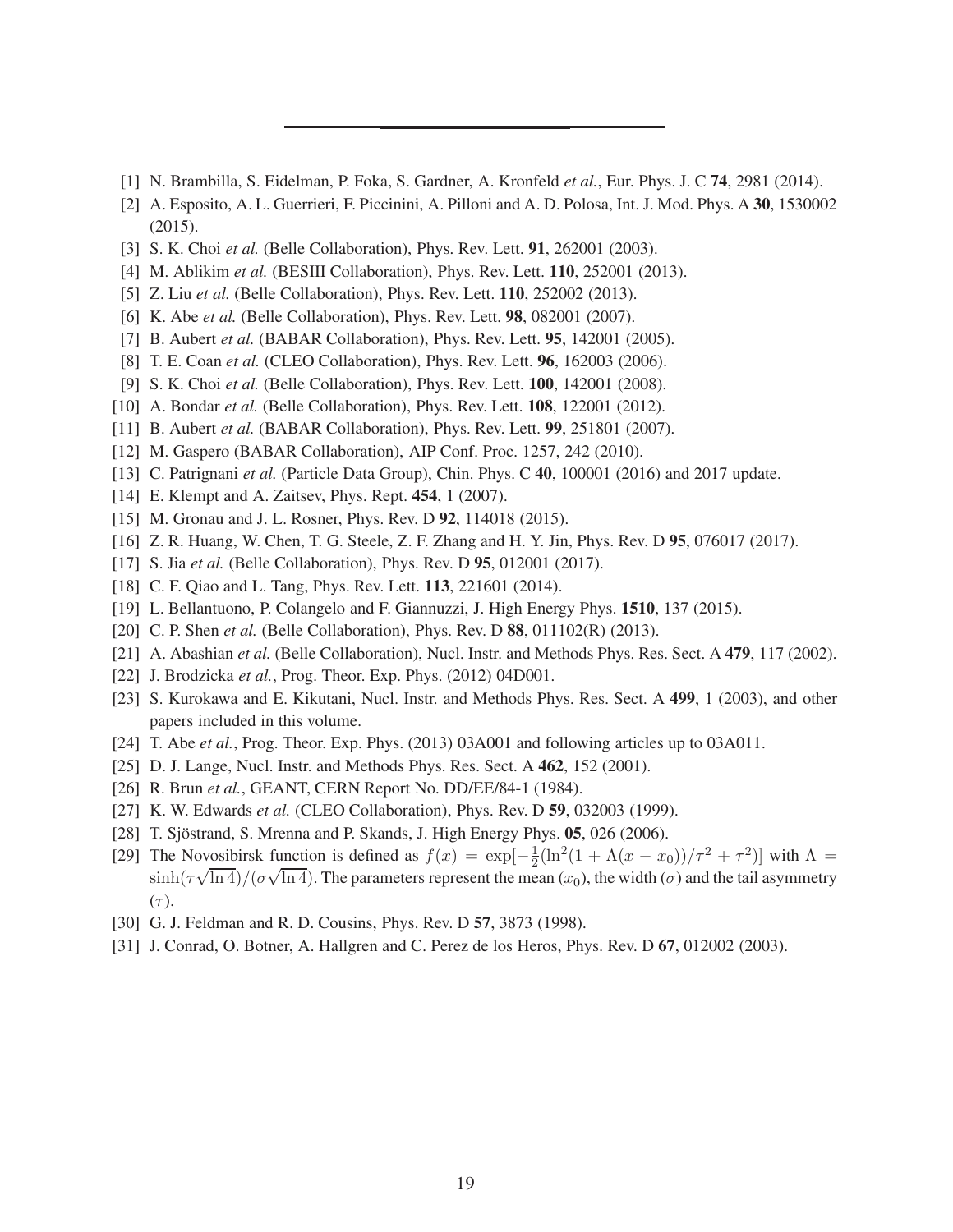[1] N. Brambilla, S. Eidelman, P. Foka, S. Gardner, A. Kronfeld *et al.*, Eur. Phys. J. C **74**, 2981 (2014).

[2] A. Esposito, A. L. Guerrieri, F. Piccinini, A. Pilloni and A. D. Polosa, Int. J. Mod. Phys. A **30**, 1530002 (2015).

[3] S. K. Choi *et al.* (Belle Collaboration), Phys. Rev. Lett. **91**, 262001 (2003).

[4] M. Ablikim *et al.* (BESIII Collaboration), Phys. Rev. Lett. **110**, 252001 (2013).

[5] Z. Liu *et al.* (Belle Collaboration), Phys. Rev. Lett. **110**, 252002 (2013).

[6] K. Abe *et al.* (Belle Collaboration), Phys. Rev. Lett. **98**, 082001 (2007).

[7] B. Aubert *et al.* (BABAR Collaboration), Phys. Rev. Lett. **95**, 142001 (2005).

[8] T. E. Coan *et al.* (CLEO Collaboration), Phys. Rev. Lett. **96**, 162003 (2006).

[9] S. K. Choi *et al.* (Belle Collaboration), Phys. Rev. Lett. **100**, 142001 (2008).

[10] A. Bondar *et al.* (Belle Collaboration), Phys. Rev. Lett. **108**, 122001 (2012).

[11] B. Aubert *et al.* (BABAR Collaboration), Phys. Rev. Lett. **99**, 251801 (2007).

[12] M. Gaspero (BABAR Collaboration), AIP Conf. Proc. 1257, 242 (2010).

[13] C. Patrignani *et al.* (Particle Data Group), Chin. Phys. C **40**, 100001 (2016) and 2017 update.

[14] E. Klempt and A. Zaitsev, Phys. Rept. **454**, 1 (2007).

[15] M. Gronau and J. L. Rosner, Phys. Rev. D **92**, 114018 (2015).

[16] Z. R. Huang, W. Chen, T. G. Steele, Z. F. Zhang and H. Y. Jin, Phys. Rev. D **95**, 076017 (2017).

[17] S. Jia *et al.* (Belle Collaboration), Phys. Rev. D **95**, 012001 (2017).

[18] C. F. Qiao and L. Tang, Phys. Rev. Lett. **113**, 221601 (2014).

[19] L. Bellantuono, P. Colangelo and F. Giannuzzi, J. High Energy Phys. **1510**, 137 (2015).

[20] C. P. Shen *et al.* (Belle Collaboration), Phys. Rev. D **88**, 011102(R) (2013).

[21] A. Abashian *et al.* (Belle Collaboration), Nucl. Instr. and Methods Phys. Res. Sect. A **479**, 117 (2002).

[22] J. Brodzicka *et al.*, Prog. Theor. Exp. Phys. (2012) 04D001.

[23] S. Kurokawa and E. Kikutani, Nucl. Instr. and Methods Phys. Res. Sect. A **499**, 1 (2003), and other papers included in this volume.

[24] T. Abe *et al.*, Prog. Theor. Exp. Phys. (2013) 03A001 and following articles up to 03A011.

[25] D. J. Lange, Nucl. Instr. and Methods Phys. Res. Sect. A **462**, 152 (2001).

[26] R. Brun *et al.*, GEANT, CERN Report No. DD/EE/84-1 (1984).

[27] K. W. Edwards *et al.* (CLEO Collaboration), Phys. Rev. D **59**, 032003 (1999).

[28] T. Sjöstrand, S. Mrenna and P. Skands, J. High Energy Phys. **05**, 026 (2006).

[29] The Novosibirsk function is defined as $f(x) = \exp[-\frac{1}{2}(\ln^2(1+\Lambda(x-x_0))/\tau^2 + \tau^2)]$ with $\Lambda = \sinh(\tau\sqrt{\ln 4})/(\sigma\sqrt{\ln 4})$. The parameters represent the mean ($x_0$), the width ($\sigma$) and the tail asymmetry ($\tau$).

[30] G. J. Feldman and R. D. Cousins, Phys. Rev. D **57**, 3873 (1998).

[31] J. Conrad, O. Botner, A. Hallgren and C. Perez de los Heros, Phys. Rev. D **67**, 012002 (2003).